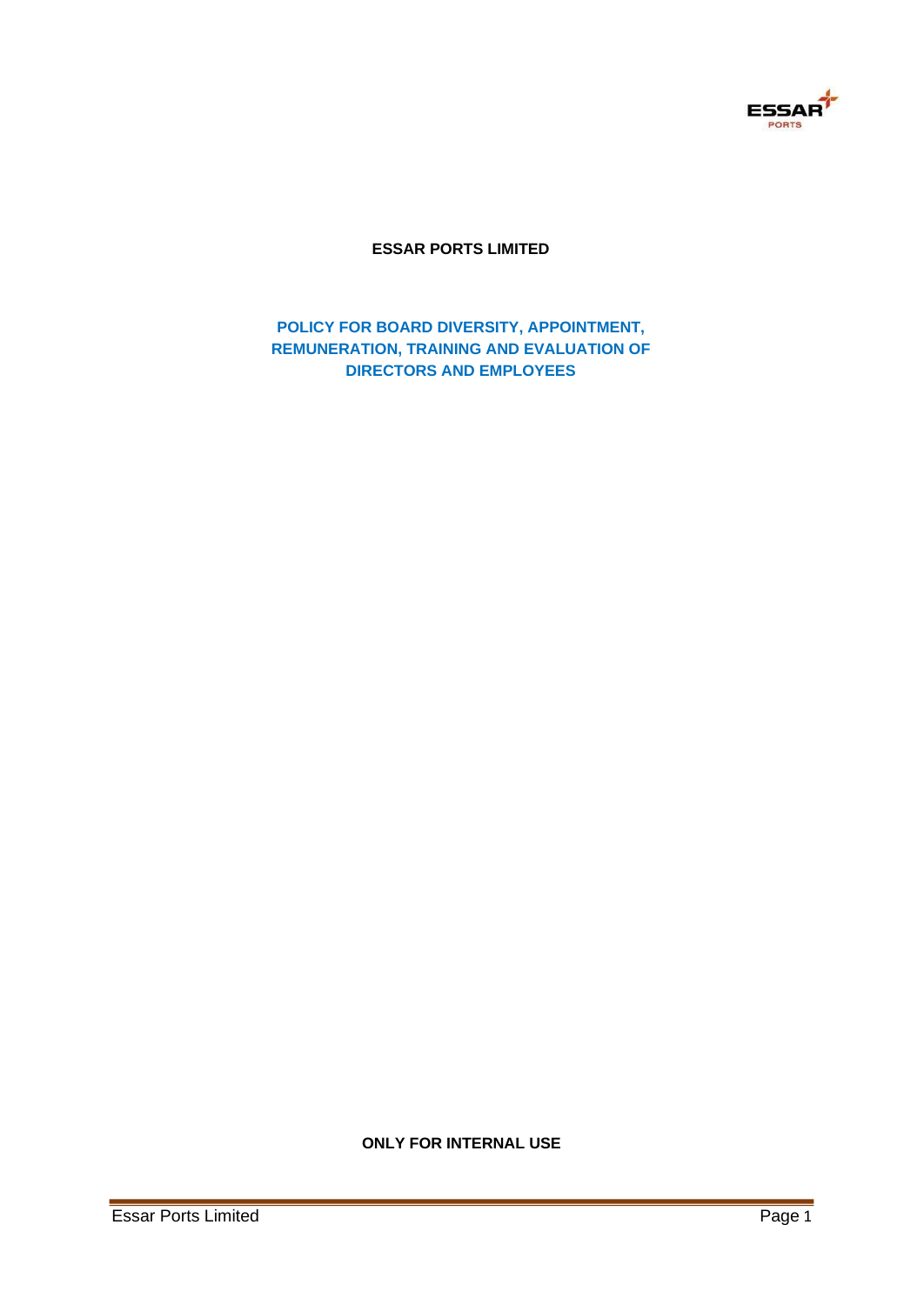# ESSAR PORTS LIMITED

## POLICY FOR BOARD DIVERSITY, APPOINTMENT, REMUNERATION, TRAINING AND EVALUATION OF DIRECTORS AND EMPLOYEES

**ONLY FOR INTERNAL USE**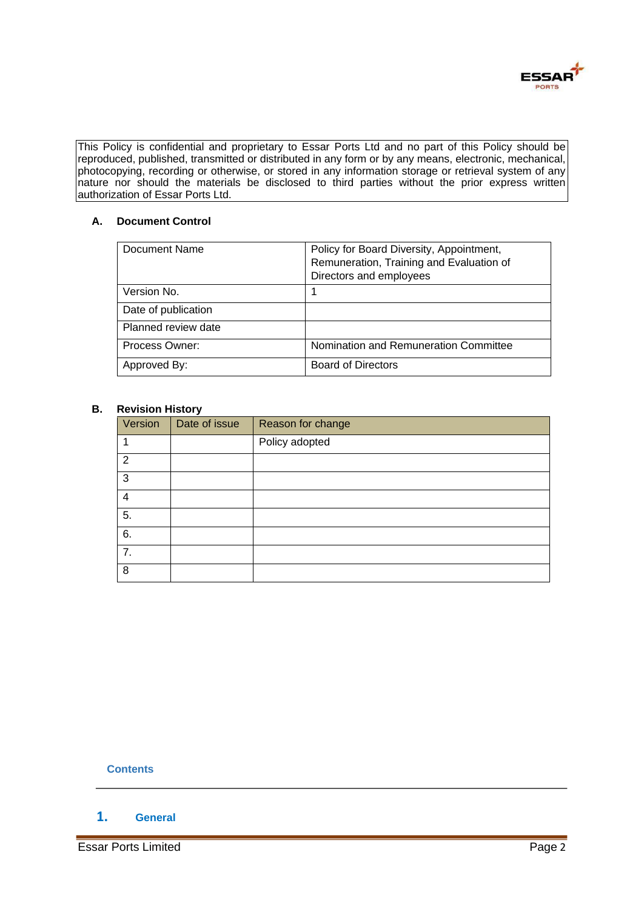This Policy is confidential and proprietary to Essar Ports Ltd and no part of this Policy should be reproduced, published, transmitted or distributed in any form or by any means, electronic, mechanical, photocopying, recording or otherwise, or stored in any information storage or retrieval system of any nature nor should the materials be disclosed to third parties without the prior express written authorization of Essar Ports Ltd.

## A. Document Control

| Document Name | Policy for Board Diversity, Appointment, Remuneration, Training and Evaluation of Directors and employees |
|---|---|
| Version No. | 1 |
| Date of publication | |
| Planned review date | |
| Process Owner: | Nomination and Remuneration Committee |
| Approved By: | Board of Directors |

## B. Revision History

| Version | Date of issue | Reason for change |
|---|---|---|
| 1 | | Policy adopted |
| 2 | | |
| 3 | | |
| 4 | | |
| 5. | | |
| 6. | | |
| 7. | | |
| 8 | | |

**Contents**

## 1. General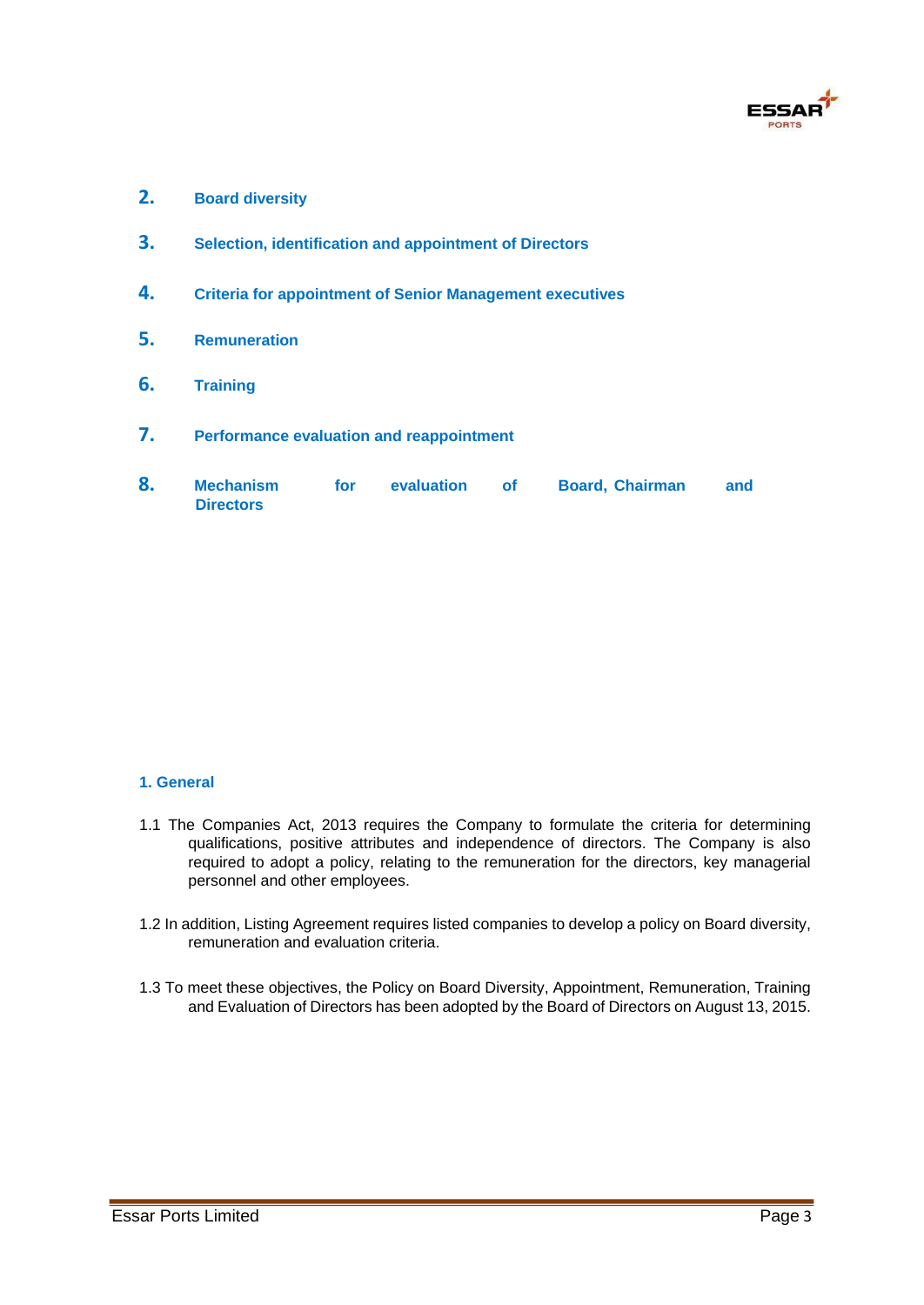2. **Board diversity**

3. **Selection, identification and appointment of Directors**

4. **Criteria for appointment of Senior Management executives**

5. **Remuneration**

6. **Training**

7. **Performance evaluation and reappointment**

8. **Mechanism for evaluation of Board, Chairman and Directors**

## 1. General

1.1 The Companies Act, 2013 requires the Company to formulate the criteria for determining qualifications, positive attributes and independence of directors. The Company is also required to adopt a policy, relating to the remuneration for the directors, key managerial personnel and other employees.

1.2 In addition, Listing Agreement requires listed companies to develop a policy on Board diversity, remuneration and evaluation criteria.

1.3 To meet these objectives, the Policy on Board Diversity, Appointment, Remuneration, Training and Evaluation of Directors has been adopted by the Board of Directors on August 13, 2015.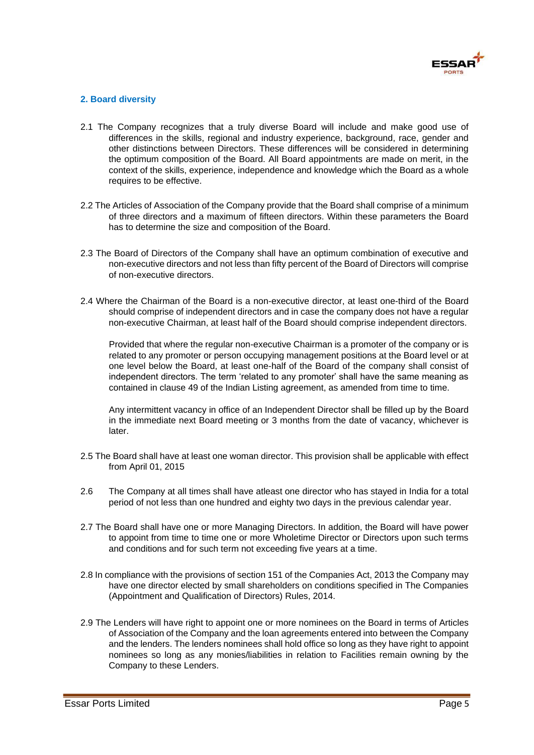## 2. Board diversity

2.1 The Company recognizes that a truly diverse Board will include and make good use of differences in the skills, regional and industry experience, background, race, gender and other distinctions between Directors. These differences will be considered in determining the optimum composition of the Board. All Board appointments are made on merit, in the context of the skills, experience, independence and knowledge which the Board as a whole requires to be effective.

2.2 The Articles of Association of the Company provide that the Board shall comprise of a minimum of three directors and a maximum of fifteen directors. Within these parameters the Board has to determine the size and composition of the Board.

2.3 The Board of Directors of the Company shall have an optimum combination of executive and non-executive directors and not less than fifty percent of the Board of Directors will comprise of non-executive directors.

2.4 Where the Chairman of the Board is a non-executive director, at least one-third of the Board should comprise of independent directors and in case the company does not have a regular non-executive Chairman, at least half of the Board should comprise independent directors.

Provided that where the regular non-executive Chairman is a promoter of the company or is related to any promoter or person occupying management positions at the Board level or at one level below the Board, at least one-half of the Board of the company shall consist of independent directors. The term 'related to any promoter' shall have the same meaning as contained in clause 49 of the Indian Listing agreement, as amended from time to time.

Any intermittent vacancy in office of an Independent Director shall be filled up by the Board in the immediate next Board meeting or 3 months from the date of vacancy, whichever is later.

2.5 The Board shall have at least one woman director. This provision shall be applicable with effect from April 01, 2015

2.6 The Company at all times shall have atleast one director who has stayed in India for a total period of not less than one hundred and eighty two days in the previous calendar year.

2.7 The Board shall have one or more Managing Directors. In addition, the Board will have power to appoint from time to time one or more Wholetime Director or Directors upon such terms and conditions and for such term not exceeding five years at a time.

2.8 In compliance with the provisions of section 151 of the Companies Act, 2013 the Company may have one director elected by small shareholders on conditions specified in The Companies (Appointment and Qualification of Directors) Rules, 2014.

2.9 The Lenders will have right to appoint one or more nominees on the Board in terms of Articles of Association of the Company and the loan agreements entered into between the Company and the lenders. The lenders nominees shall hold office so long as they have right to appoint nominees so long as any monies/liabilities in relation to Facilities remain owning by the Company to these Lenders.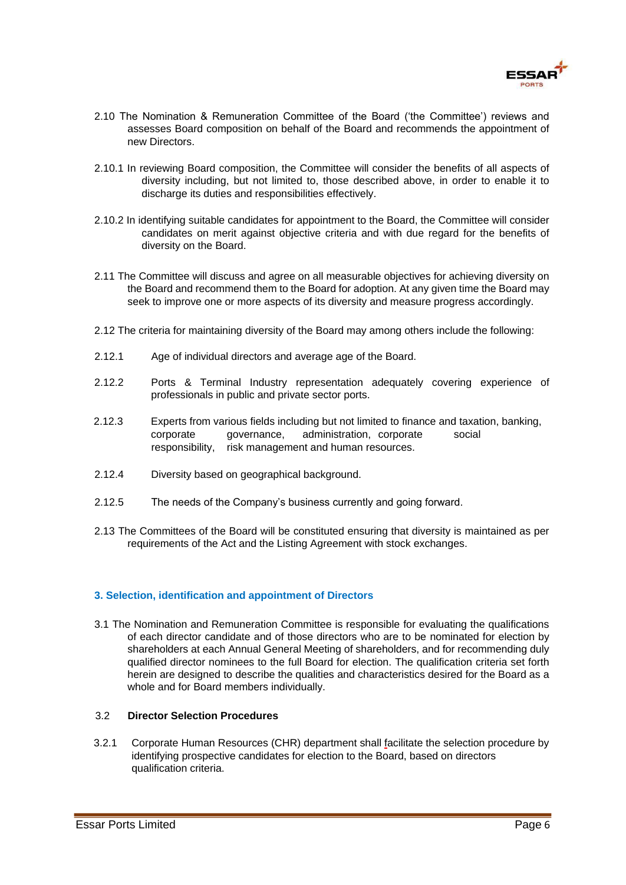2.10 The Nomination & Remuneration Committee of the Board ('the Committee') reviews and assesses Board composition on behalf of the Board and recommends the appointment of new Directors.

2.10.1 In reviewing Board composition, the Committee will consider the benefits of all aspects of diversity including, but not limited to, those described above, in order to enable it to discharge its duties and responsibilities effectively.

2.10.2 In identifying suitable candidates for appointment to the Board, the Committee will consider candidates on merit against objective criteria and with due regard for the benefits of diversity on the Board.

2.11 The Committee will discuss and agree on all measurable objectives for achieving diversity on the Board and recommend them to the Board for adoption. At any given time the Board may seek to improve one or more aspects of its diversity and measure progress accordingly.

2.12 The criteria for maintaining diversity of the Board may among others include the following:

2.12.1 Age of individual directors and average age of the Board.

2.12.2 Ports & Terminal Industry representation adequately covering experience of professionals in public and private sector ports.

2.12.3 Experts from various fields including but not limited to finance and taxation, banking, corporate governance, administration, corporate social responsibility, risk management and human resources.

2.12.4 Diversity based on geographical background.

2.12.5 The needs of the Company's business currently and going forward.

2.13 The Committees of the Board will be constituted ensuring that diversity is maintained as per requirements of the Act and the Listing Agreement with stock exchanges.

## 3. Selection, identification and appointment of Directors

3.1 The Nomination and Remuneration Committee is responsible for evaluating the qualifications of each director candidate and of those directors who are to be nominated for election by shareholders at each Annual General Meeting of shareholders, and for recommending duly qualified director nominees to the full Board for election. The qualification criteria set forth herein are designed to describe the qualities and characteristics desired for the Board as a whole and for Board members individually.

### 3.2 Director Selection Procedures

3.2.1 Corporate Human Resources (CHR) department shall facilitate the selection procedure by identifying prospective candidates for election to the Board, based on directors qualification criteria.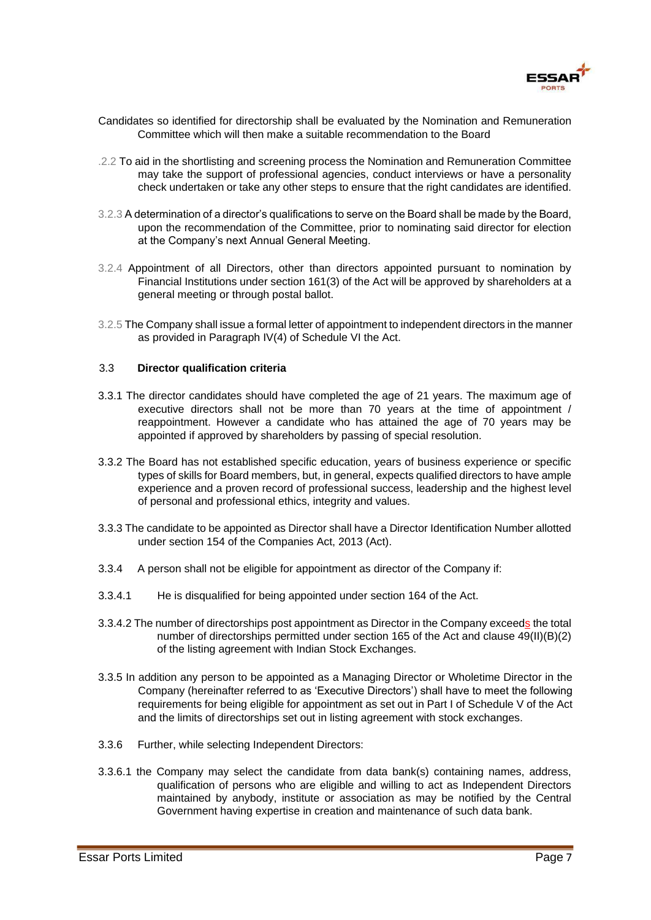Candidates so identified for directorship shall be evaluated by the Nomination and Remuneration Committee which will then make a suitable recommendation to the Board

.2.2 To aid in the shortlisting and screening process the Nomination and Remuneration Committee may take the support of professional agencies, conduct interviews or have a personality check undertaken or take any other steps to ensure that the right candidates are identified.

3.2.3 A determination of a director's qualifications to serve on the Board shall be made by the Board, upon the recommendation of the Committee, prior to nominating said director for election at the Company's next Annual General Meeting.

3.2.4 Appointment of all Directors, other than directors appointed pursuant to nomination by Financial Institutions under section 161(3) of the Act will be approved by shareholders at a general meeting or through postal ballot.

3.2.5 The Company shall issue a formal letter of appointment to independent directors in the manner as provided in Paragraph IV(4) of Schedule VI the Act.

### 3.3 Director qualification criteria

3.3.1 The director candidates should have completed the age of 21 years. The maximum age of executive directors shall not be more than 70 years at the time of appointment / reappointment. However a candidate who has attained the age of 70 years may be appointed if approved by shareholders by passing of special resolution.

3.3.2 The Board has not established specific education, years of business experience or specific types of skills for Board members, but, in general, expects qualified directors to have ample experience and a proven record of professional success, leadership and the highest level of personal and professional ethics, integrity and values.

3.3.3 The candidate to be appointed as Director shall have a Director Identification Number allotted under section 154 of the Companies Act, 2013 (Act).

3.3.4 A person shall not be eligible for appointment as director of the Company if:

3.3.4.1 He is disqualified for being appointed under section 164 of the Act.

3.3.4.2 The number of directorships post appointment as Director in the Company exceeds the total number of directorships permitted under section 165 of the Act and clause 49(II)(B)(2) of the listing agreement with Indian Stock Exchanges.

3.3.5 In addition any person to be appointed as a Managing Director or Wholetime Director in the Company (hereinafter referred to as 'Executive Directors') shall have to meet the following requirements for being eligible for appointment as set out in Part I of Schedule V of the Act and the limits of directorships set out in listing agreement with stock exchanges.

3.3.6 Further, while selecting Independent Directors:

3.3.6.1 the Company may select the candidate from data bank(s) containing names, address, qualification of persons who are eligible and willing to act as Independent Directors maintained by anybody, institute or association as may be notified by the Central Government having expertise in creation and maintenance of such data bank.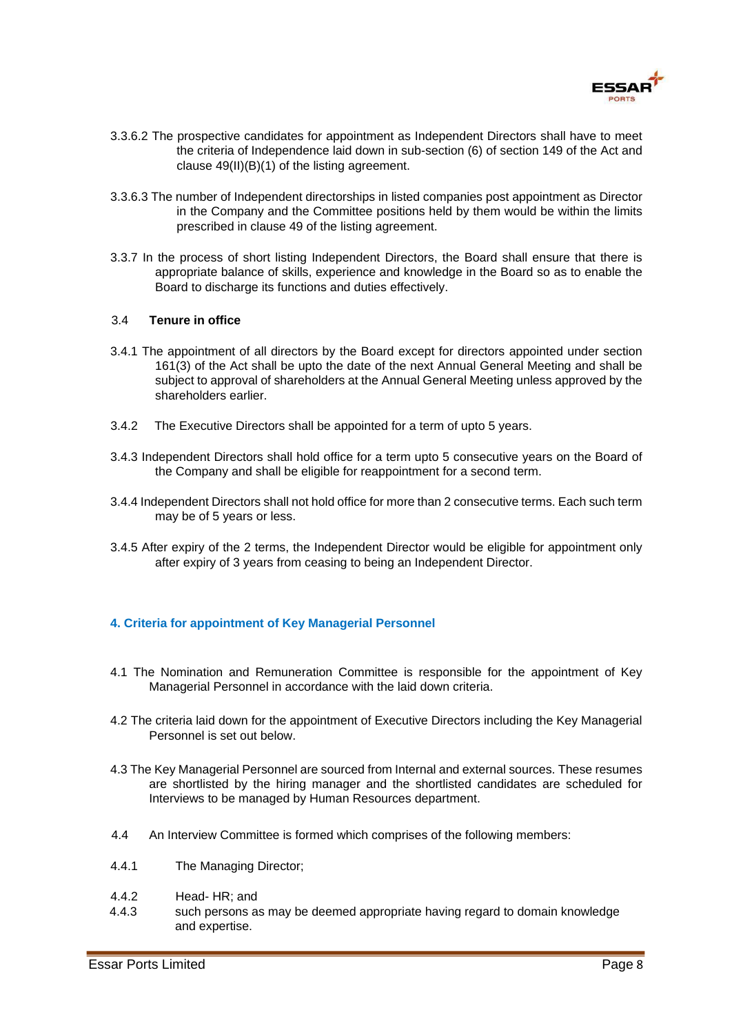3.3.6.2 The prospective candidates for appointment as Independent Directors shall have to meet the criteria of Independence laid down in sub-section (6) of section 149 of the Act and clause 49(II)(B)(1) of the listing agreement.

3.3.6.3 The number of Independent directorships in listed companies post appointment as Director in the Company and the Committee positions held by them would be within the limits prescribed in clause 49 of the listing agreement.

3.3.7 In the process of short listing Independent Directors, the Board shall ensure that there is appropriate balance of skills, experience and knowledge in the Board so as to enable the Board to discharge its functions and duties effectively.

### 3.4 Tenure in office

3.4.1 The appointment of all directors by the Board except for directors appointed under section 161(3) of the Act shall be upto the date of the next Annual General Meeting and shall be subject to approval of shareholders at the Annual General Meeting unless approved by the shareholders earlier.

3.4.2 The Executive Directors shall be appointed for a term of upto 5 years.

3.4.3 Independent Directors shall hold office for a term upto 5 consecutive years on the Board of the Company and shall be eligible for reappointment for a second term.

3.4.4 Independent Directors shall not hold office for more than 2 consecutive terms. Each such term may be of 5 years or less.

3.4.5 After expiry of the 2 terms, the Independent Director would be eligible for appointment only after expiry of 3 years from ceasing to being an Independent Director.

## 4. Criteria for appointment of Key Managerial Personnel

4.1 The Nomination and Remuneration Committee is responsible for the appointment of Key Managerial Personnel in accordance with the laid down criteria.

4.2 The criteria laid down for the appointment of Executive Directors including the Key Managerial Personnel is set out below.

4.3 The Key Managerial Personnel are sourced from Internal and external sources. These resumes are shortlisted by the hiring manager and the shortlisted candidates are scheduled for Interviews to be managed by Human Resources department.

4.4 An Interview Committee is formed which comprises of the following members:

4.4.1 The Managing Director;

4.4.2 Head- HR; and

4.4.3 such persons as may be deemed appropriate having regard to domain knowledge and expertise.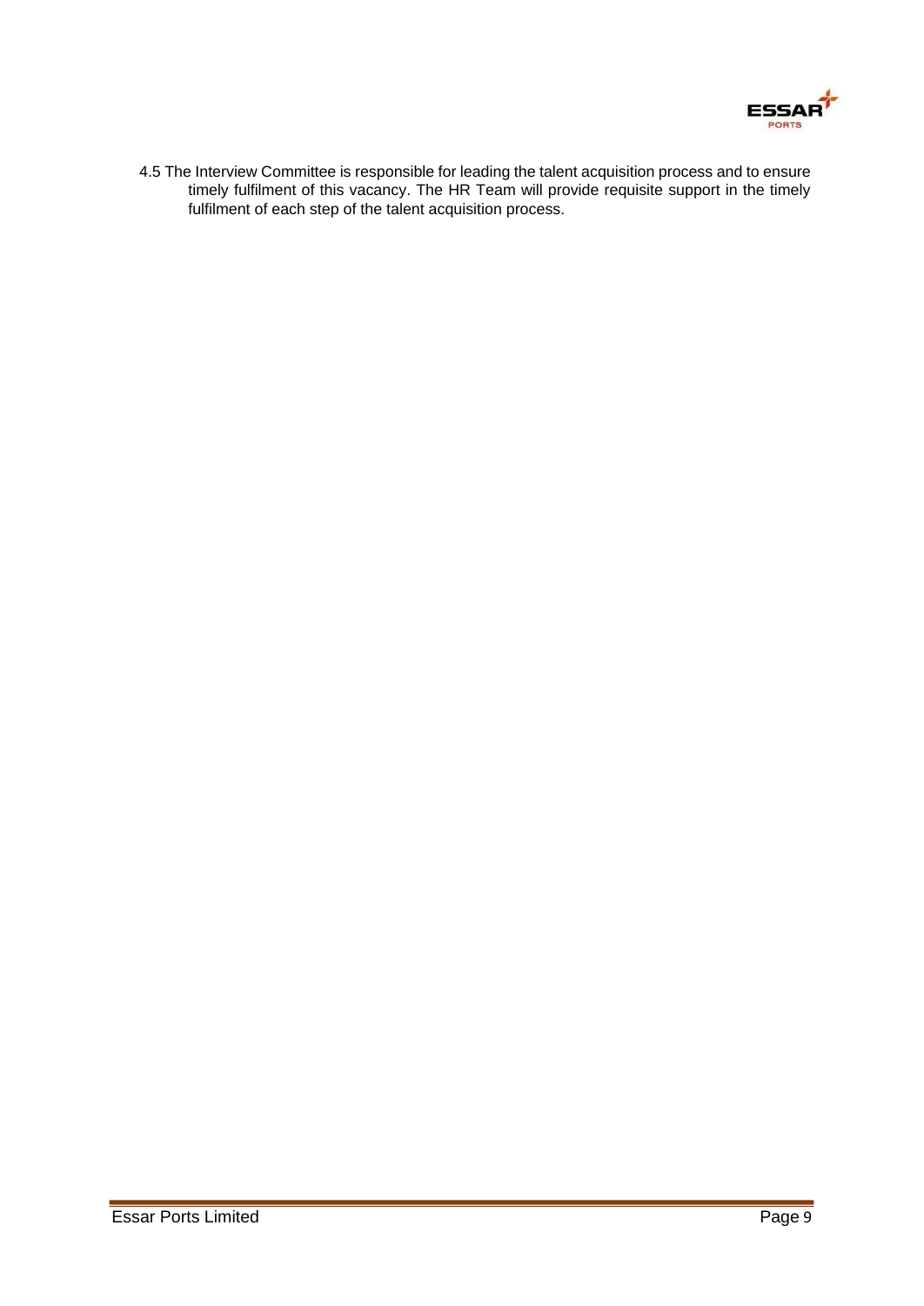4.5 The Interview Committee is responsible for leading the talent acquisition process and to ensure timely fulfilment of this vacancy. The HR Team will provide requisite support in the timely fulfilment of each step of the talent acquisition process.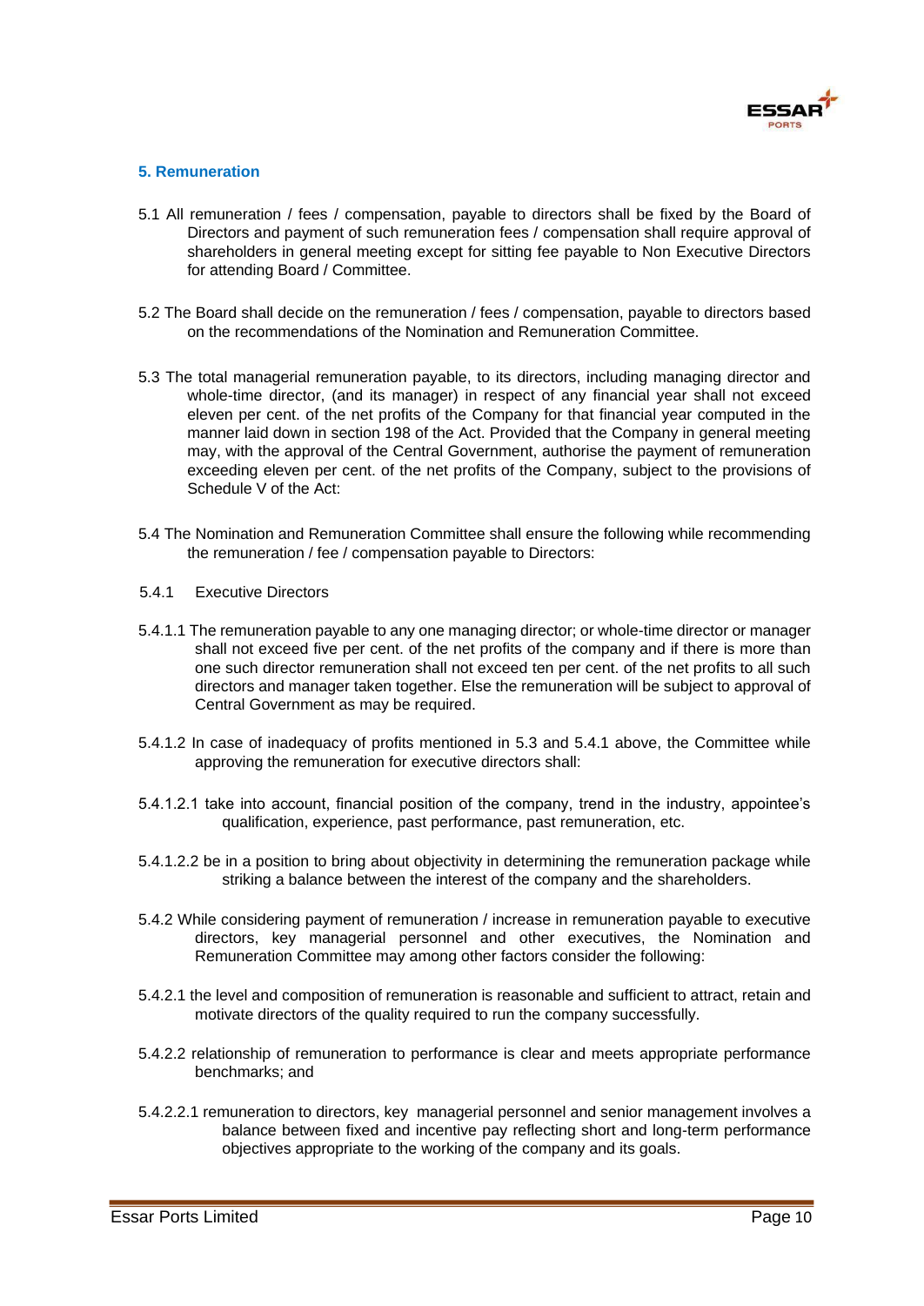## 5. Remuneration

5.1 All remuneration / fees / compensation, payable to directors shall be fixed by the Board of Directors and payment of such remuneration fees / compensation shall require approval of shareholders in general meeting except for sitting fee payable to Non Executive Directors for attending Board / Committee.

5.2 The Board shall decide on the remuneration / fees / compensation, payable to directors based on the recommendations of the Nomination and Remuneration Committee.

5.3 The total managerial remuneration payable, to its directors, including managing director and whole-time director, (and its manager) in respect of any financial year shall not exceed eleven per cent. of the net profits of the Company for that financial year computed in the manner laid down in section 198 of the Act. Provided that the Company in general meeting may, with the approval of the Central Government, authorise the payment of remuneration exceeding eleven per cent. of the net profits of the Company, subject to the provisions of Schedule V of the Act:

5.4 The Nomination and Remuneration Committee shall ensure the following while recommending the remuneration / fee / compensation payable to Directors:

5.4.1 Executive Directors

5.4.1.1 The remuneration payable to any one managing director; or whole-time director or manager shall not exceed five per cent. of the net profits of the company and if there is more than one such director remuneration shall not exceed ten per cent. of the net profits to all such directors and manager taken together. Else the remuneration will be subject to approval of Central Government as may be required.

5.4.1.2 In case of inadequacy of profits mentioned in 5.3 and 5.4.1 above, the Committee while approving the remuneration for executive directors shall:

5.4.1.2.1 take into account, financial position of the company, trend in the industry, appointee's qualification, experience, past performance, past remuneration, etc.

5.4.1.2.2 be in a position to bring about objectivity in determining the remuneration package while striking a balance between the interest of the company and the shareholders.

5.4.2 While considering payment of remuneration / increase in remuneration payable to executive directors, key managerial personnel and other executives, the Nomination and Remuneration Committee may among other factors consider the following:

5.4.2.1 the level and composition of remuneration is reasonable and sufficient to attract, retain and motivate directors of the quality required to run the company successfully.

5.4.2.2 relationship of remuneration to performance is clear and meets appropriate performance benchmarks; and

5.4.2.2.1 remuneration to directors, key managerial personnel and senior management involves a balance between fixed and incentive pay reflecting short and long-term performance objectives appropriate to the working of the company and its goals.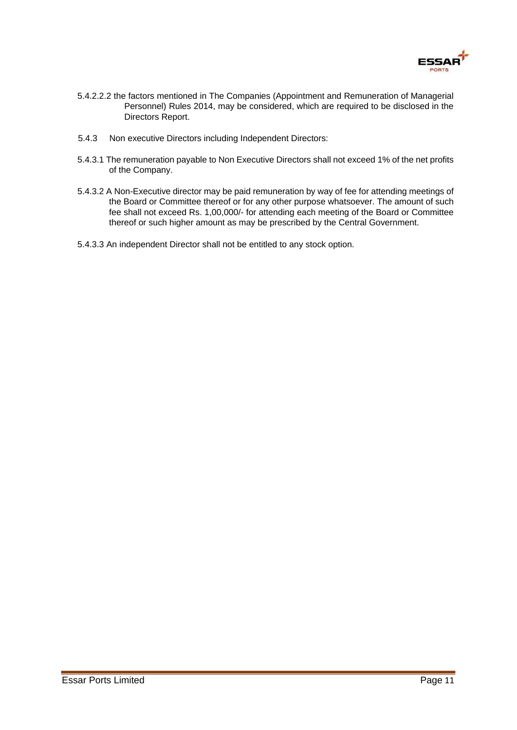5.4.2.2.2 the factors mentioned in The Companies (Appointment and Remuneration of Managerial Personnel) Rules 2014, may be considered, which are required to be disclosed in the Directors Report.

5.4.3 Non executive Directors including Independent Directors:

5.4.3.1 The remuneration payable to Non Executive Directors shall not exceed 1% of the net profits of the Company.

5.4.3.2 A Non-Executive director may be paid remuneration by way of fee for attending meetings of the Board or Committee thereof or for any other purpose whatsoever. The amount of such fee shall not exceed Rs. 1,00,000/- for attending each meeting of the Board or Committee thereof or such higher amount as may be prescribed by the Central Government.

5.4.3.3 An independent Director shall not be entitled to any stock option.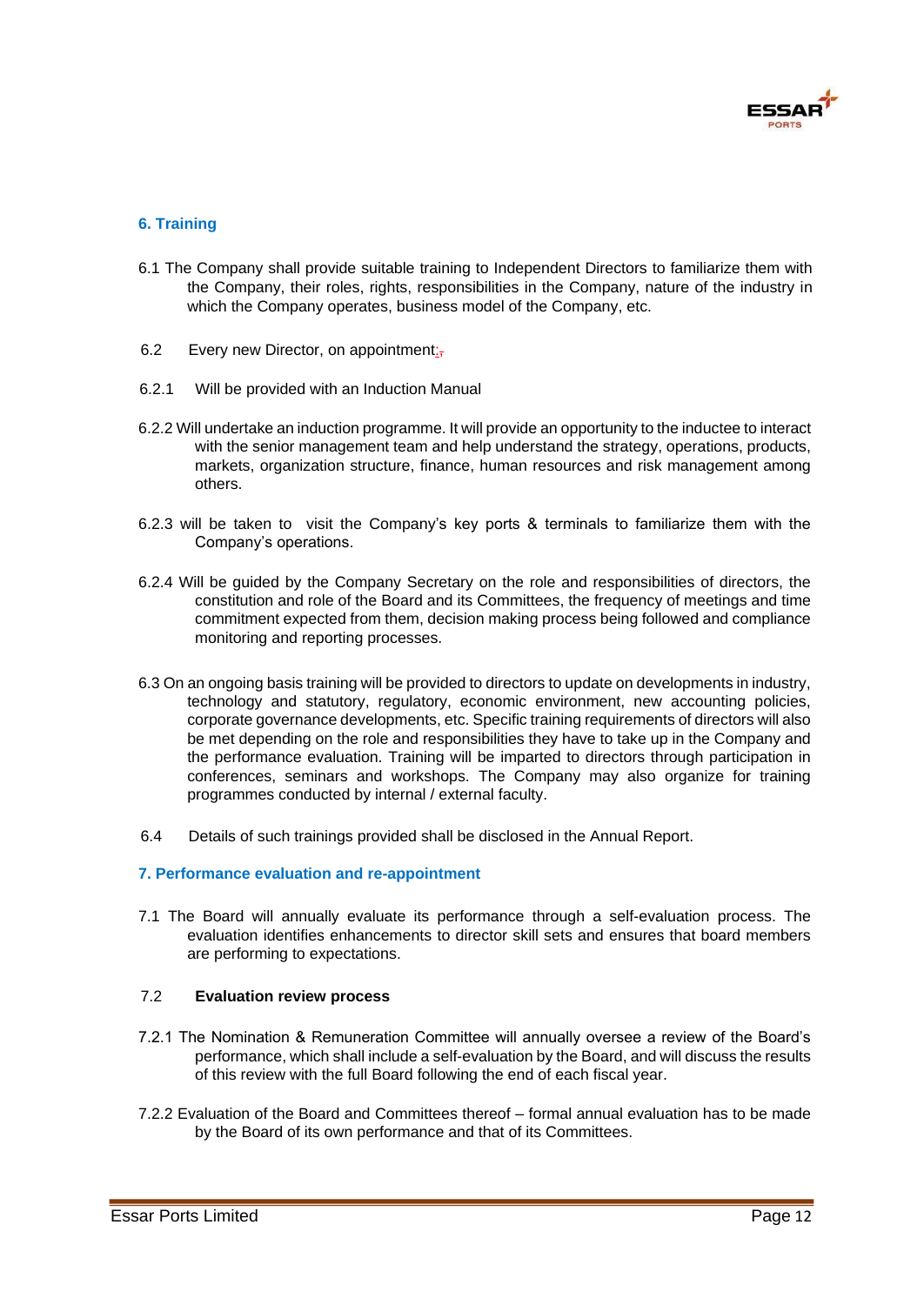## 6. Training

6.1 The Company shall provide suitable training to Independent Directors to familiarize them with the Company, their roles, rights, responsibilities in the Company, nature of the industry in which the Company operates, business model of the Company, etc.

6.2 Every new Director, on appointment:

6.2.1 Will be provided with an Induction Manual

6.2.2 Will undertake an induction programme. It will provide an opportunity to the inductee to interact with the senior management team and help understand the strategy, operations, products, markets, organization structure, finance, human resources and risk management among others.

6.2.3 will be taken to visit the Company's key ports & terminals to familiarize them with the Company's operations.

6.2.4 Will be guided by the Company Secretary on the role and responsibilities of directors, the constitution and role of the Board and its Committees, the frequency of meetings and time commitment expected from them, decision making process being followed and compliance monitoring and reporting processes.

6.3 On an ongoing basis training will be provided to directors to update on developments in industry, technology and statutory, regulatory, economic environment, new accounting policies, corporate governance developments, etc. Specific training requirements of directors will also be met depending on the role and responsibilities they have to take up in the Company and the performance evaluation. Training will be imparted to directors through participation in conferences, seminars and workshops. The Company may also organize for training programmes conducted by internal / external faculty.

6.4 Details of such trainings provided shall be disclosed in the Annual Report.

## 7. Performance evaluation and re-appointment

7.1 The Board will annually evaluate its performance through a self-evaluation process. The evaluation identifies enhancements to director skill sets and ensures that board members are performing to expectations.

7.2 **Evaluation review process**

7.2.1 The Nomination & Remuneration Committee will annually oversee a review of the Board's performance, which shall include a self-evaluation by the Board, and will discuss the results of this review with the full Board following the end of each fiscal year.

7.2.2 Evaluation of the Board and Committees thereof – formal annual evaluation has to be made by the Board of its own performance and that of its Committees.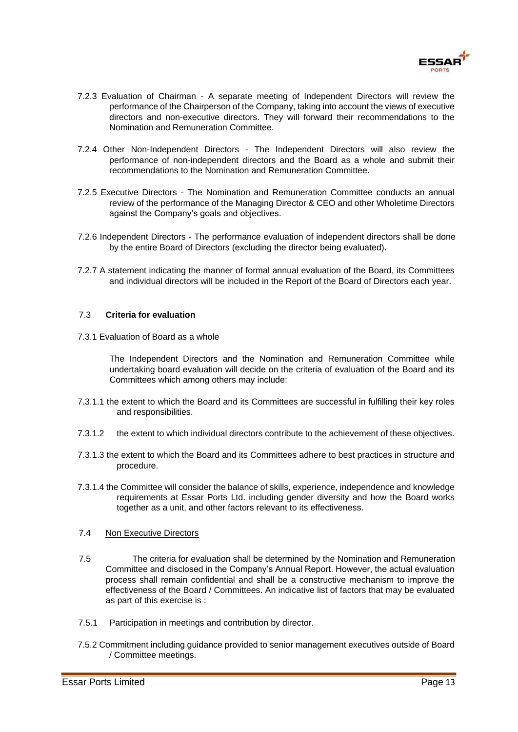7.2.3 Evaluation of Chairman - A separate meeting of Independent Directors will review the performance of the Chairperson of the Company, taking into account the views of executive directors and non-executive directors. They will forward their recommendations to the Nomination and Remuneration Committee.

7.2.4 Other Non-Independent Directors - The Independent Directors will also review the performance of non-independent directors and the Board as a whole and submit their recommendations to the Nomination and Remuneration Committee.

7.2.5 Executive Directors - The Nomination and Remuneration Committee conducts an annual review of the performance of the Managing Director & CEO and other Wholetime Directors against the Company's goals and objectives.

7.2.6 Independent Directors - The performance evaluation of independent directors shall be done by the entire Board of Directors (excluding the director being evaluated).

7.2.7 A statement indicating the manner of formal annual evaluation of the Board, its Committees and individual directors will be included in the Report of the Board of Directors each year.

7.3 **Criteria for evaluation**

7.3.1 Evaluation of Board as a whole

The Independent Directors and the Nomination and Remuneration Committee while undertaking board evaluation will decide on the criteria of evaluation of the Board and its Committees which among others may include:

7.3.1.1 the extent to which the Board and its Committees are successful in fulfilling their key roles and responsibilities.

7.3.1.2 the extent to which individual directors contribute to the achievement of these objectives.

7.3.1.3 the extent to which the Board and its Committees adhere to best practices in structure and procedure.

7.3.1.4 the Committee will consider the balance of skills, experience, independence and knowledge requirements at Essar Ports Ltd. including gender diversity and how the Board works together as a unit, and other factors relevant to its effectiveness.

7.4 <u>Non Executive Directors</u>

7.5 The criteria for evaluation shall be determined by the Nomination and Remuneration Committee and disclosed in the Company's Annual Report. However, the actual evaluation process shall remain confidential and shall be a constructive mechanism to improve the effectiveness of the Board / Committees. An indicative list of factors that may be evaluated as part of this exercise is :

7.5.1 Participation in meetings and contribution by director.

7.5.2 Commitment including guidance provided to senior management executives outside of Board / Committee meetings.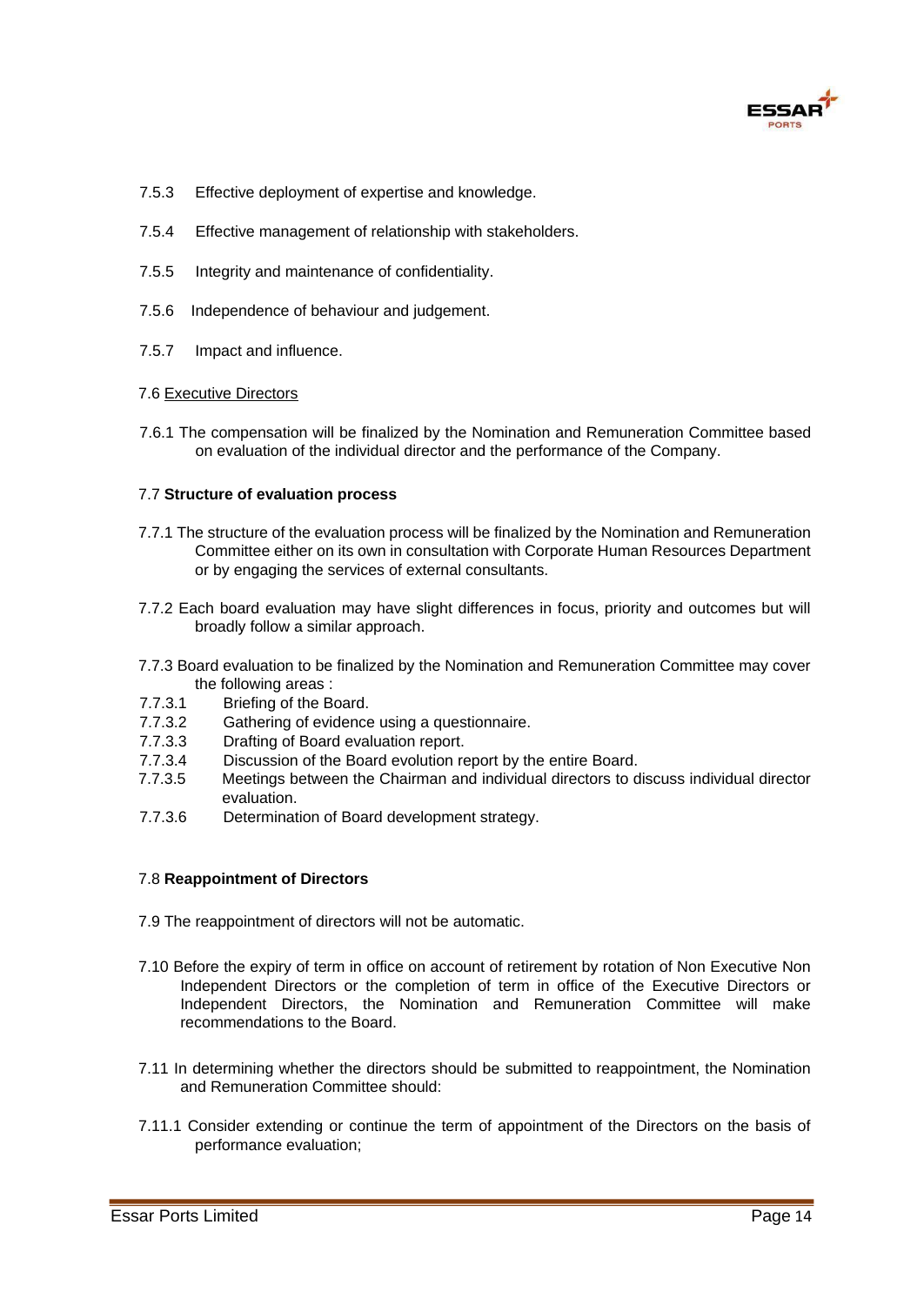7.5.3 Effective deployment of expertise and knowledge.

7.5.4 Effective management of relationship with stakeholders.

7.5.5 Integrity and maintenance of confidentiality.

7.5.6 Independence of behaviour and judgement.

7.5.7 Impact and influence.

7.6 Executive Directors

7.6.1 The compensation will be finalized by the Nomination and Remuneration Committee based on evaluation of the individual director and the performance of the Company.

7.7 **Structure of evaluation process**

7.7.1 The structure of the evaluation process will be finalized by the Nomination and Remuneration Committee either on its own in consultation with Corporate Human Resources Department or by engaging the services of external consultants.

7.7.2 Each board evaluation may have slight differences in focus, priority and outcomes but will broadly follow a similar approach.

7.7.3 Board evaluation to be finalized by the Nomination and Remuneration Committee may cover the following areas :

7.7.3.1 Briefing of the Board.

7.7.3.2 Gathering of evidence using a questionnaire.

7.7.3.3 Drafting of Board evaluation report.

7.7.3.4 Discussion of the Board evolution report by the entire Board.

7.7.3.5 Meetings between the Chairman and individual directors to discuss individual director evaluation.

7.7.3.6 Determination of Board development strategy.

7.8 **Reappointment of Directors**

7.9 The reappointment of directors will not be automatic.

7.10 Before the expiry of term in office on account of retirement by rotation of Non Executive Non Independent Directors or the completion of term in office of the Executive Directors or Independent Directors, the Nomination and Remuneration Committee will make recommendations to the Board.

7.11 In determining whether the directors should be submitted to reappointment, the Nomination and Remuneration Committee should:

7.11.1 Consider extending or continue the term of appointment of the Directors on the basis of performance evaluation;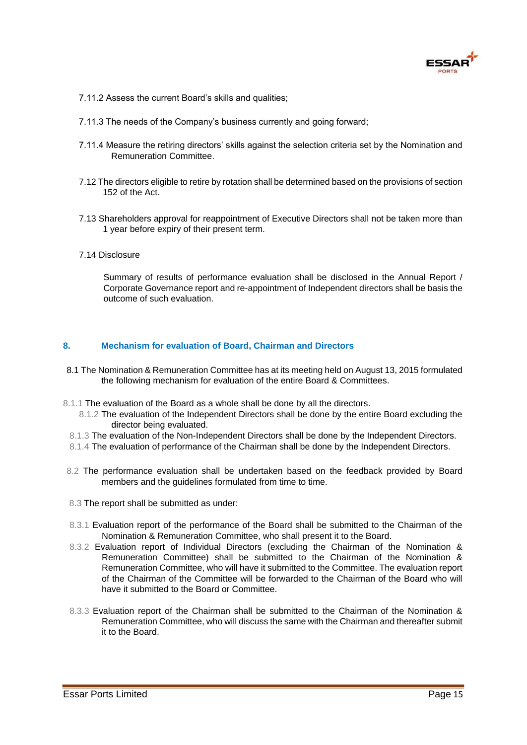7.11.2 Assess the current Board's skills and qualities;

7.11.3 The needs of the Company's business currently and going forward;

7.11.4 Measure the retiring directors' skills against the selection criteria set by the Nomination and Remuneration Committee.

7.12 The directors eligible to retire by rotation shall be determined based on the provisions of section 152 of the Act.

7.13 Shareholders approval for reappointment of Executive Directors shall not be taken more than 1 year before expiry of their present term.

7.14 Disclosure

Summary of results of performance evaluation shall be disclosed in the Annual Report / Corporate Governance report and re-appointment of Independent directors shall be basis the outcome of such evaluation.

## 8. Mechanism for evaluation of Board, Chairman and Directors

8.1 The Nomination & Remuneration Committee has at its meeting held on August 13, 2015 formulated the following mechanism for evaluation of the entire Board & Committees.

8.1.1 The evaluation of the Board as a whole shall be done by all the directors.

8.1.2 The evaluation of the Independent Directors shall be done by the entire Board excluding the director being evaluated.

8.1.3 The evaluation of the Non-Independent Directors shall be done by the Independent Directors.

8.1.4 The evaluation of performance of the Chairman shall be done by the Independent Directors.

8.2 The performance evaluation shall be undertaken based on the feedback provided by Board members and the guidelines formulated from time to time.

8.3 The report shall be submitted as under:

8.3.1 Evaluation report of the performance of the Board shall be submitted to the Chairman of the Nomination & Remuneration Committee, who shall present it to the Board.

8.3.2 Evaluation report of Individual Directors (excluding the Chairman of the Nomination & Remuneration Committee) shall be submitted to the Chairman of the Nomination & Remuneration Committee, who will have it submitted to the Committee. The evaluation report of the Chairman of the Committee will be forwarded to the Chairman of the Board who will have it submitted to the Board or Committee.

8.3.3 Evaluation report of the Chairman shall be submitted to the Chairman of the Nomination & Remuneration Committee, who will discuss the same with the Chairman and thereafter submit it to the Board.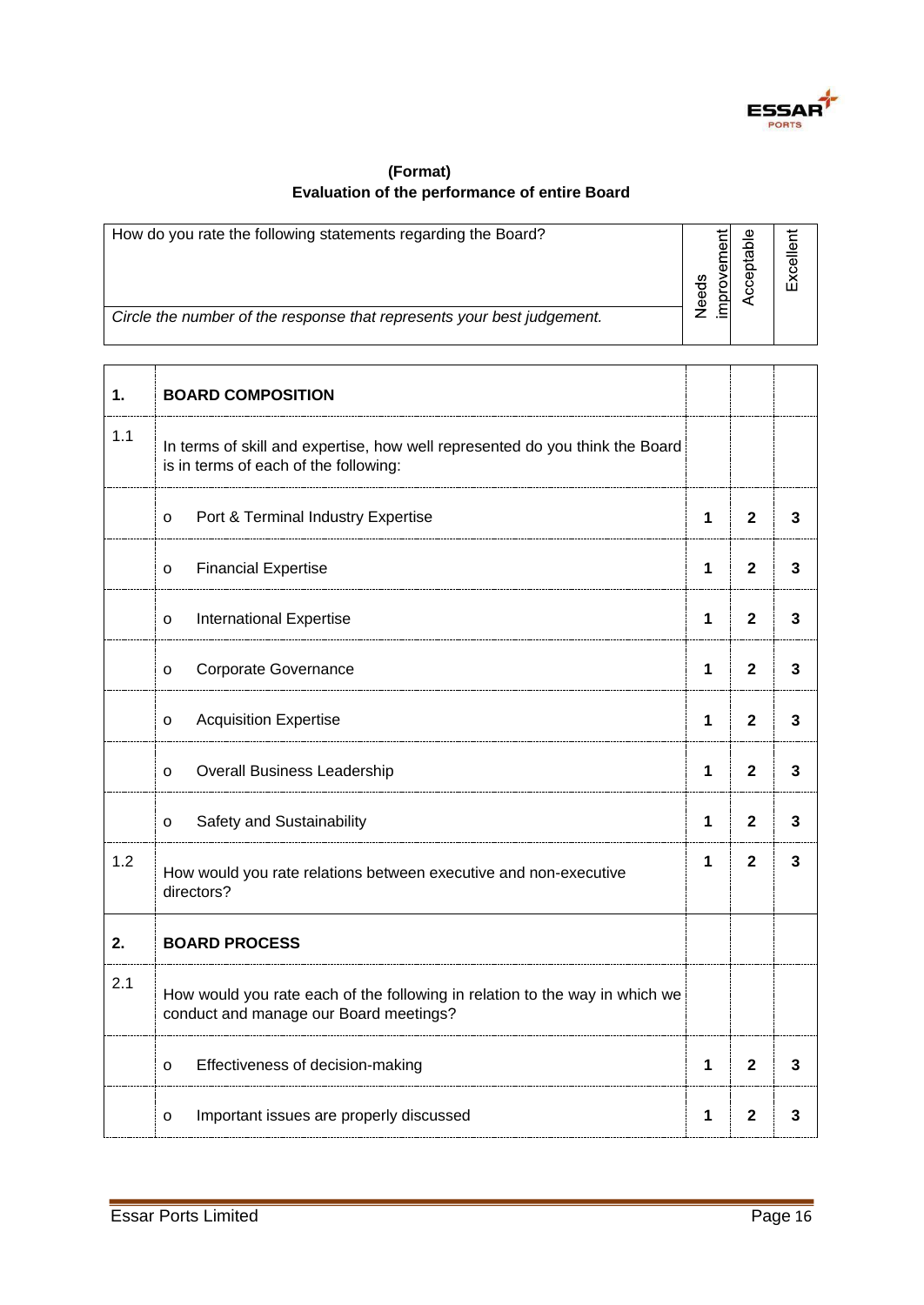**(Format)**
**Evaluation of the performance of entire Board**

| How do you rate the following statements regarding the Board? *Circle the number of the response that represents your best judgement.* | Needs improvement | Acceptable | Excellent |
|---|---|---|---|

| | | | | |
|---|---|---|---|---|
| **1.** | **BOARD COMPOSITION** | | | |
| 1.1 | In terms of skill and expertise, how well represented do you think the Board is in terms of each of the following: | | | |
| | o Port & Terminal Industry Expertise | **1** | **2** | **3** |
| | o Financial Expertise | **1** | **2** | **3** |
| | o International Expertise | **1** | **2** | **3** |
| | o Corporate Governance | **1** | **2** | **3** |
| | o Acquisition Expertise | **1** | **2** | **3** |
| | o Overall Business Leadership | **1** | **2** | **3** |
| | o Safety and Sustainability | **1** | **2** | **3** |
| 1.2 | How would you rate relations between executive and non-executive directors? | **1** | **2** | **3** |
| **2.** | **BOARD PROCESS** | | | |
| 2.1 | How would you rate each of the following in relation to the way in which we conduct and manage our Board meetings? | | | |
| | o Effectiveness of decision-making | **1** | **2** | **3** |
| | o Important issues are properly discussed | **1** | **2** | **3** |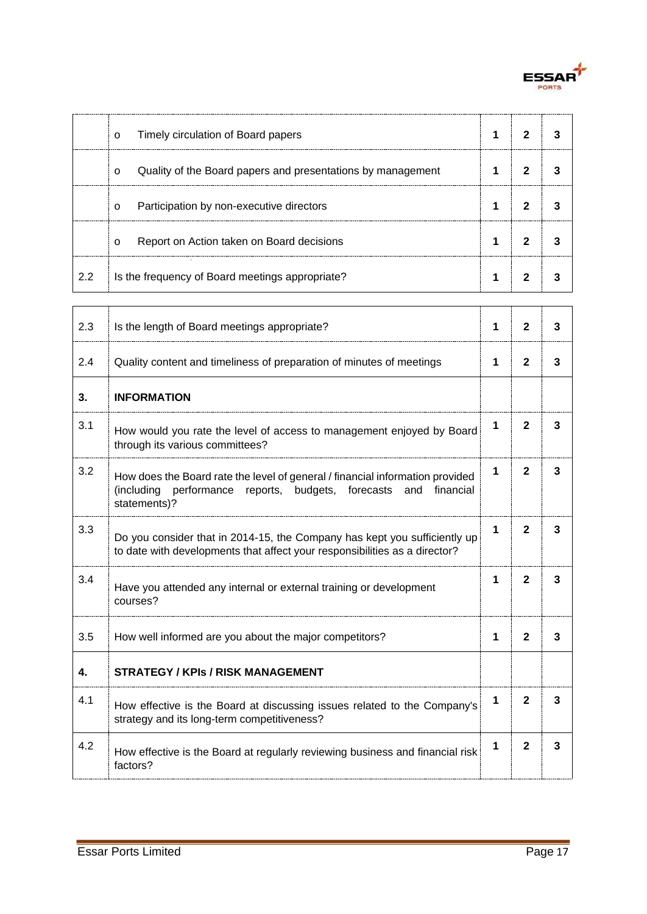| | | | | |
|---|---|---|---|---|
| | o Timely circulation of Board papers | **1** | **2** | **3** |
| | o Quality of the Board papers and presentations by management | **1** | **2** | **3** |
| | o Participation by non-executive directors | **1** | **2** | **3** |
| | o Report on Action taken on Board decisions | **1** | **2** | **3** |
| 2.2 | Is the frequency of Board meetings appropriate? | **1** | **2** | **3** |
| 2.3 | Is the length of Board meetings appropriate? | **1** | **2** | **3** |
| 2.4 | Quality content and timeliness of preparation of minutes of meetings | **1** | **2** | **3** |
| **3.** | **INFORMATION** | | | |
| 3.1 | How would you rate the level of access to management enjoyed by Board through its various committees? | **1** | **2** | **3** |
| 3.2 | How does the Board rate the level of general / financial information provided (including performance reports, budgets, forecasts and financial statements)? | **1** | **2** | **3** |
| 3.3 | Do you consider that in 2014-15, the Company has kept you sufficiently up to date with developments that affect your responsibilities as a director? | **1** | **2** | **3** |
| 3.4 | Have you attended any internal or external training or development courses? | **1** | **2** | **3** |
| 3.5 | How well informed are you about the major competitors? | **1** | **2** | **3** |
| **4.** | **STRATEGY / KPIs / RISK MANAGEMENT** | | | |
| 4.1 | How effective is the Board at discussing issues related to the Company's strategy and its long-term competitiveness? | **1** | **2** | **3** |
| 4.2 | How effective is the Board at regularly reviewing business and financial risk factors? | **1** | **2** | **3** |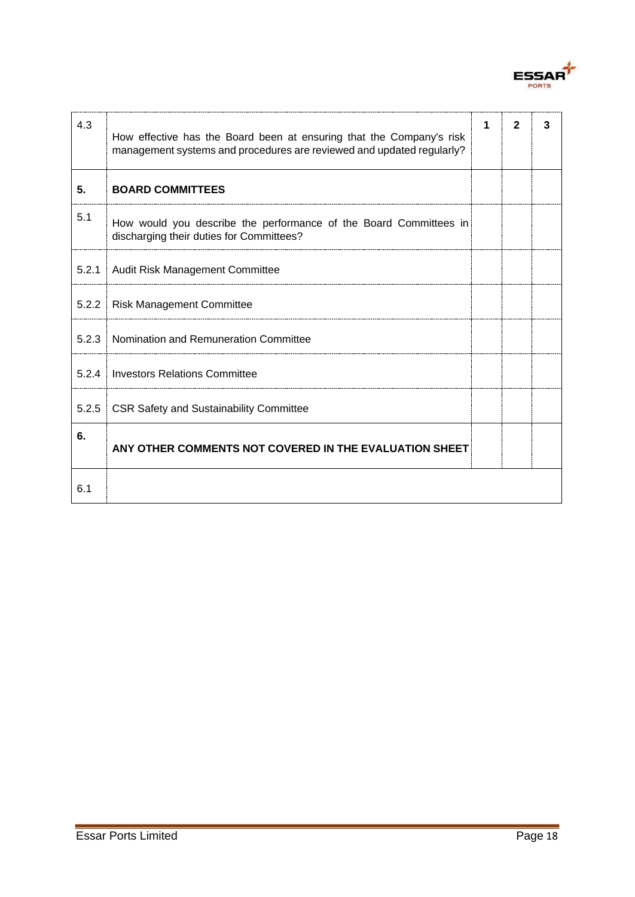| 4.3 | How effective has the Board been at ensuring that the Company's risk management systems and procedures are reviewed and updated regularly? | 1 | 2 | 3 |
|---|---|---|---|---|
| **5.** | **BOARD COMMITTEES** | | | |
| 5.1 | How would you describe the performance of the Board Committees in discharging their duties for Committees? | | | |
| 5.2.1 | Audit Risk Management Committee | | | |
| 5.2.2 | Risk Management Committee | | | |
| 5.2.3 | Nomination and Remuneration Committee | | | |
| 5.2.4 | Investors Relations Committee | | | |
| 5.2.5 | CSR Safety and Sustainability Committee | | | |
| **6.** | **ANY OTHER COMMENTS NOT COVERED IN THE EVALUATION SHEET** | | | |
| 6.1 | | | | |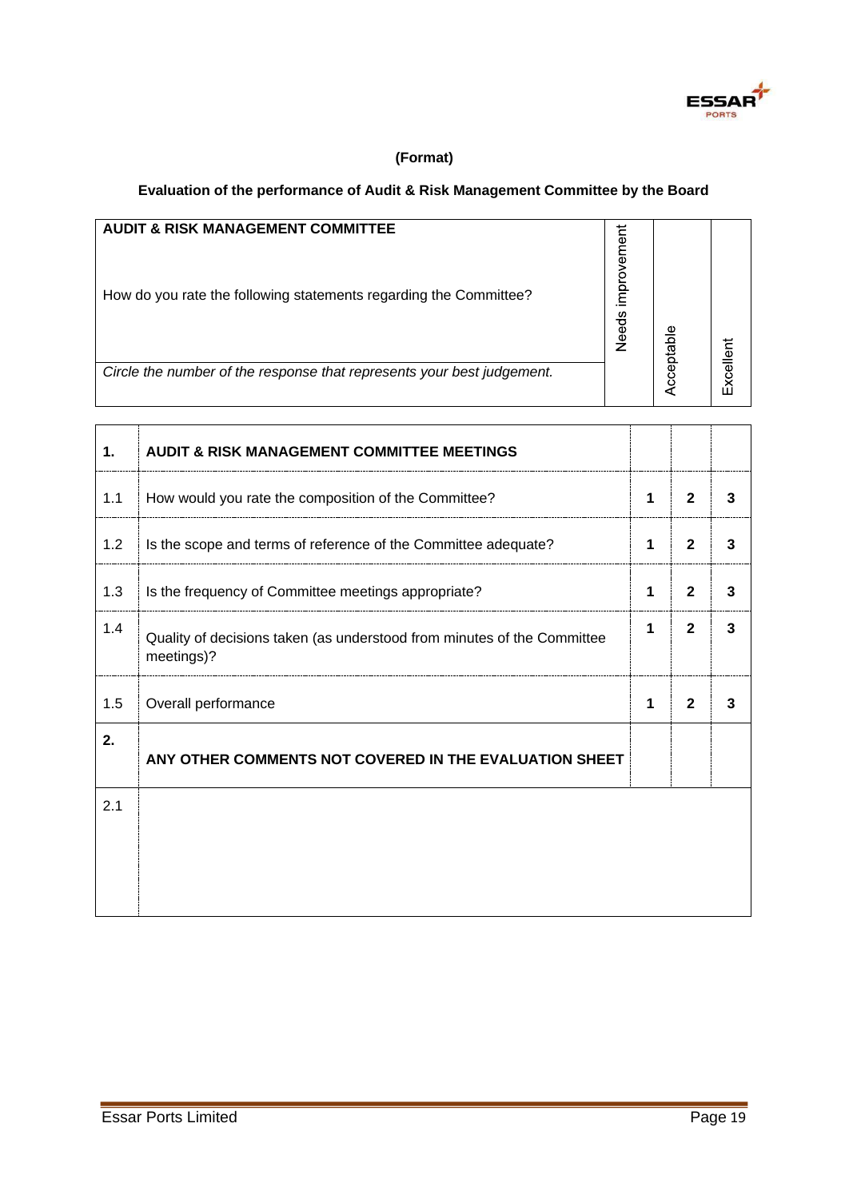**(Format)**

**Evaluation of the performance of Audit & Risk Management Committee by the Board**

| **AUDIT & RISK MANAGEMENT COMMITTEE**<br><br>How do you rate the following statements regarding the Committee?<br><br>*Circle the number of the response that represents your best judgement.* | Needs improvement | Acceptable | Excellent |
|---|---|---|---|

| | | | | |
|---|---|---|---|---|
| **1.** | **AUDIT & RISK MANAGEMENT COMMITTEE MEETINGS** | | | |
| 1.1 | How would you rate the composition of the Committee? | **1** | **2** | **3** |
| 1.2 | Is the scope and terms of reference of the Committee adequate? | **1** | **2** | **3** |
| 1.3 | Is the frequency of Committee meetings appropriate? | **1** | **2** | **3** |
| 1.4 | Quality of decisions taken (as understood from minutes of the Committee meetings)? | **1** | **2** | **3** |
| 1.5 | Overall performance | **1** | **2** | **3** |
| **2.** | **ANY OTHER COMMENTS NOT COVERED IN THE EVALUATION SHEET** | | | |
| 2.1 | | | | |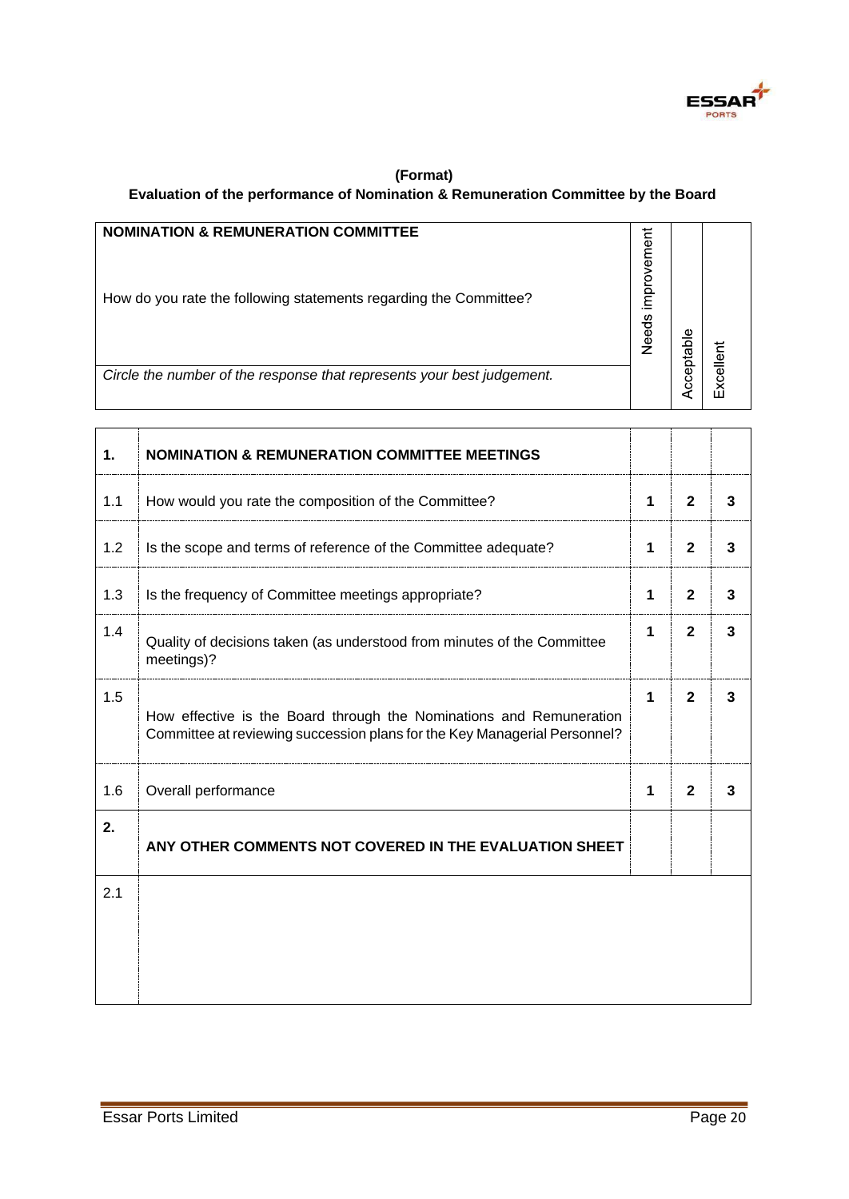**(Format)**

**Evaluation of the performance of Nomination & Remuneration Committee by the Board**

| **NOMINATION & REMUNERATION COMMITTEE**<br><br>How do you rate the following statements regarding the Committee?<br><br>*Circle the number of the response that represents your best judgement.* | Needs improvement | Acceptable | Excellent |
|---|---|---|---|

| | | | | |
|---|---|---|---|---|
| **1.** | **NOMINATION & REMUNERATION COMMITTEE MEETINGS** | | | |
| 1.1 | How would you rate the composition of the Committee? | **1** | **2** | **3** |
| 1.2 | Is the scope and terms of reference of the Committee adequate? | **1** | **2** | **3** |
| 1.3 | Is the frequency of Committee meetings appropriate? | **1** | **2** | **3** |
| 1.4 | Quality of decisions taken (as understood from minutes of the Committee meetings)? | **1** | **2** | **3** |
| 1.5 | How effective is the Board through the Nominations and Remuneration Committee at reviewing succession plans for the Key Managerial Personnel? | **1** | **2** | **3** |
| 1.6 | Overall performance | **1** | **2** | **3** |
| **2.** | **ANY OTHER COMMENTS NOT COVERED IN THE EVALUATION SHEET** | | | |
| 2.1 | | | | |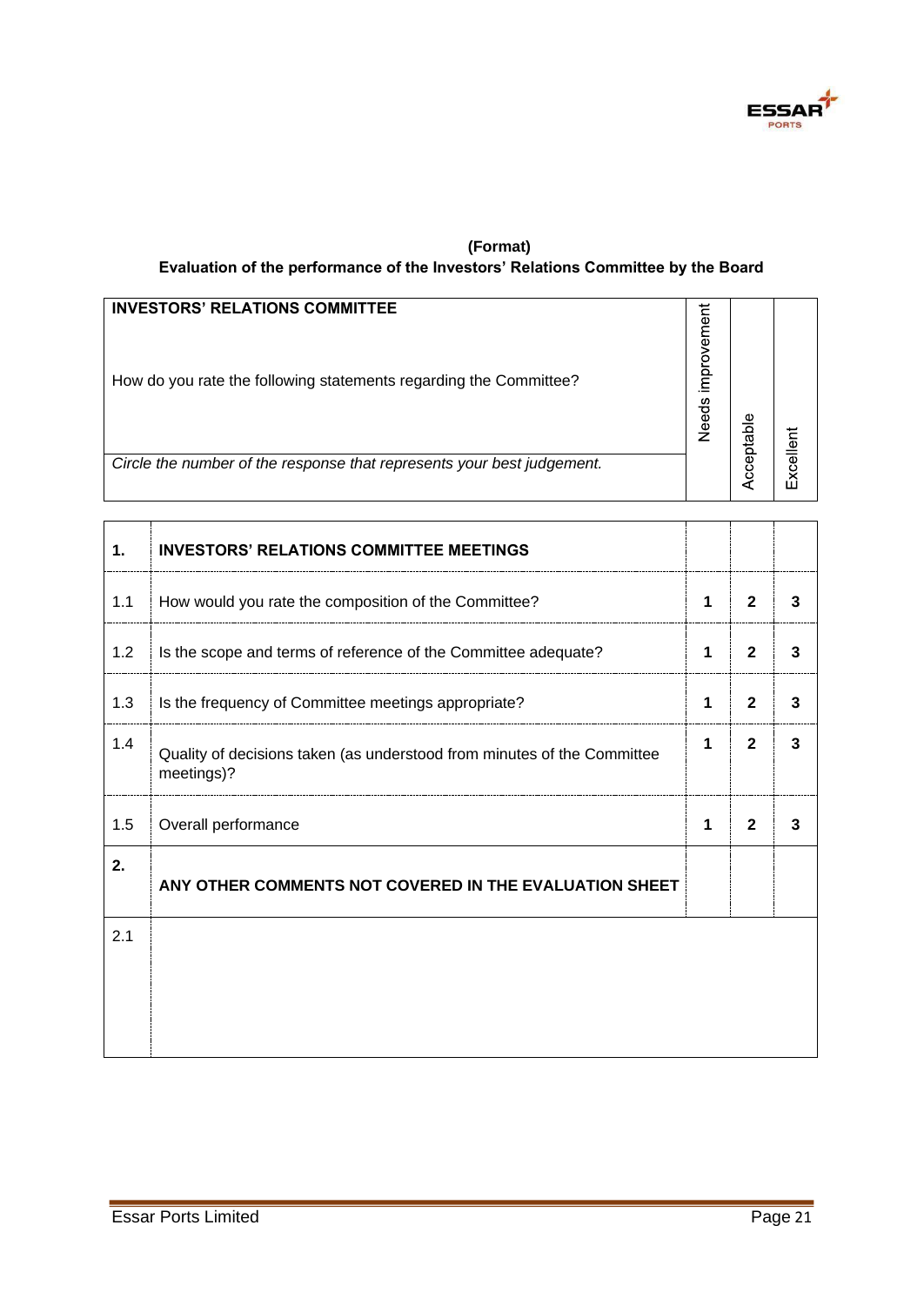**(Format)**

**Evaluation of the performance of the Investors' Relations Committee by the Board**

| **INVESTORS' RELATIONS COMMITTEE**<br><br>How do you rate the following statements regarding the Committee?<br><br>*Circle the number of the response that represents your best judgement.* | | Needs improvement | Acceptable | Excellent |
|---|---|---|---|---|
| **1.** | **INVESTORS' RELATIONS COMMITTEE MEETINGS** | | | |
| 1.1 | How would you rate the composition of the Committee? | **1** | **2** | **3** |
| 1.2 | Is the scope and terms of reference of the Committee adequate? | **1** | **2** | **3** |
| 1.3 | Is the frequency of Committee meetings appropriate? | **1** | **2** | **3** |
| 1.4 | Quality of decisions taken (as understood from minutes of the Committee meetings)? | **1** | **2** | **3** |
| 1.5 | Overall performance | **1** | **2** | **3** |
| **2.** | **ANY OTHER COMMENTS NOT COVERED IN THE EVALUATION SHEET** | | | |
| 2.1 | | | | |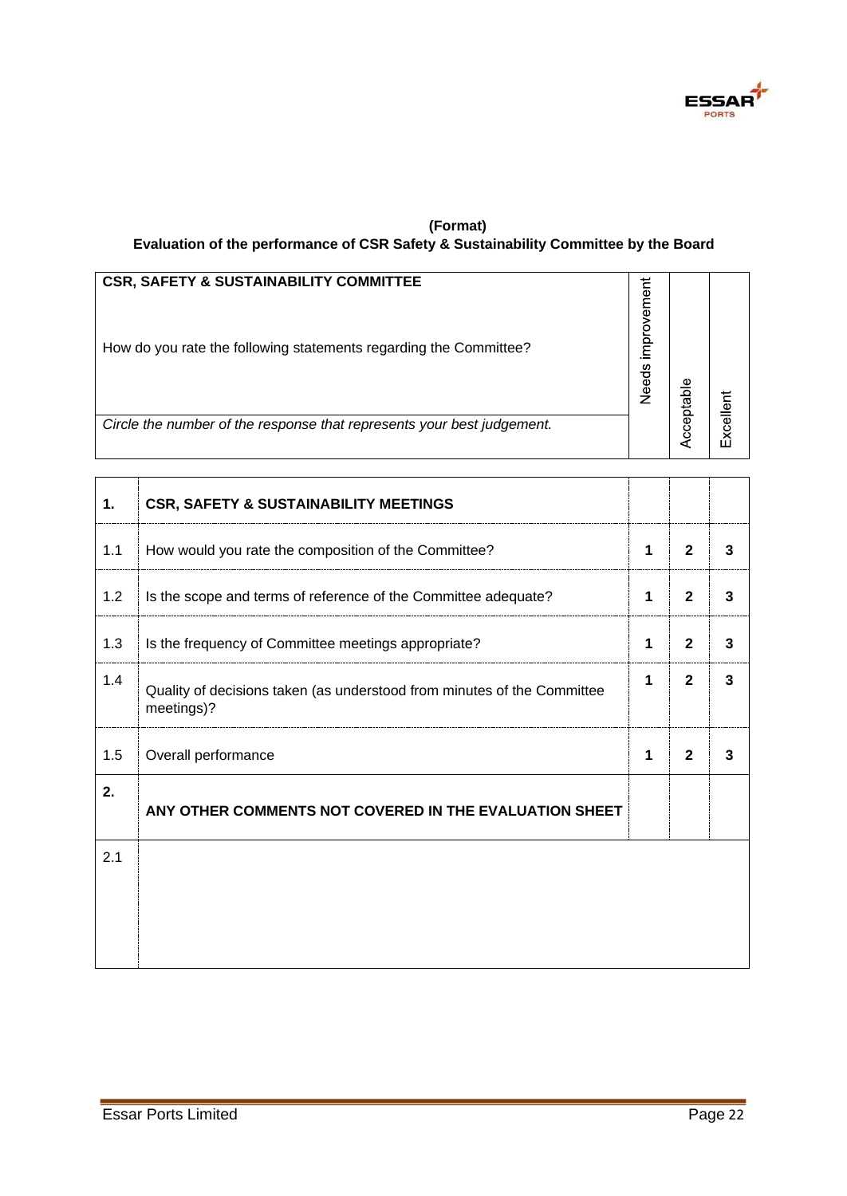**(Format)**

**Evaluation of the performance of CSR Safety & Sustainability Committee by the Board**

| **CSR, SAFETY & SUSTAINABILITY COMMITTEE**<br><br>How do you rate the following statements regarding the Committee?<br><br>*Circle the number of the response that represents your best judgement.* | Needs improvement | Acceptable | Excellent |
|---|---|---|---|

| | | | | |
|---|---|---|---|---|
| **1.** | **CSR, SAFETY & SUSTAINABILITY MEETINGS** | | | |
| 1.1 | How would you rate the composition of the Committee? | **1** | **2** | **3** |
| 1.2 | Is the scope and terms of reference of the Committee adequate? | **1** | **2** | **3** |
| 1.3 | Is the frequency of Committee meetings appropriate? | **1** | **2** | **3** |
| 1.4 | Quality of decisions taken (as understood from minutes of the Committee meetings)? | **1** | **2** | **3** |
| 1.5 | Overall performance | **1** | **2** | **3** |
| **2.** | **ANY OTHER COMMENTS NOT COVERED IN THE EVALUATION SHEET** | | | |
| 2.1 | | | | |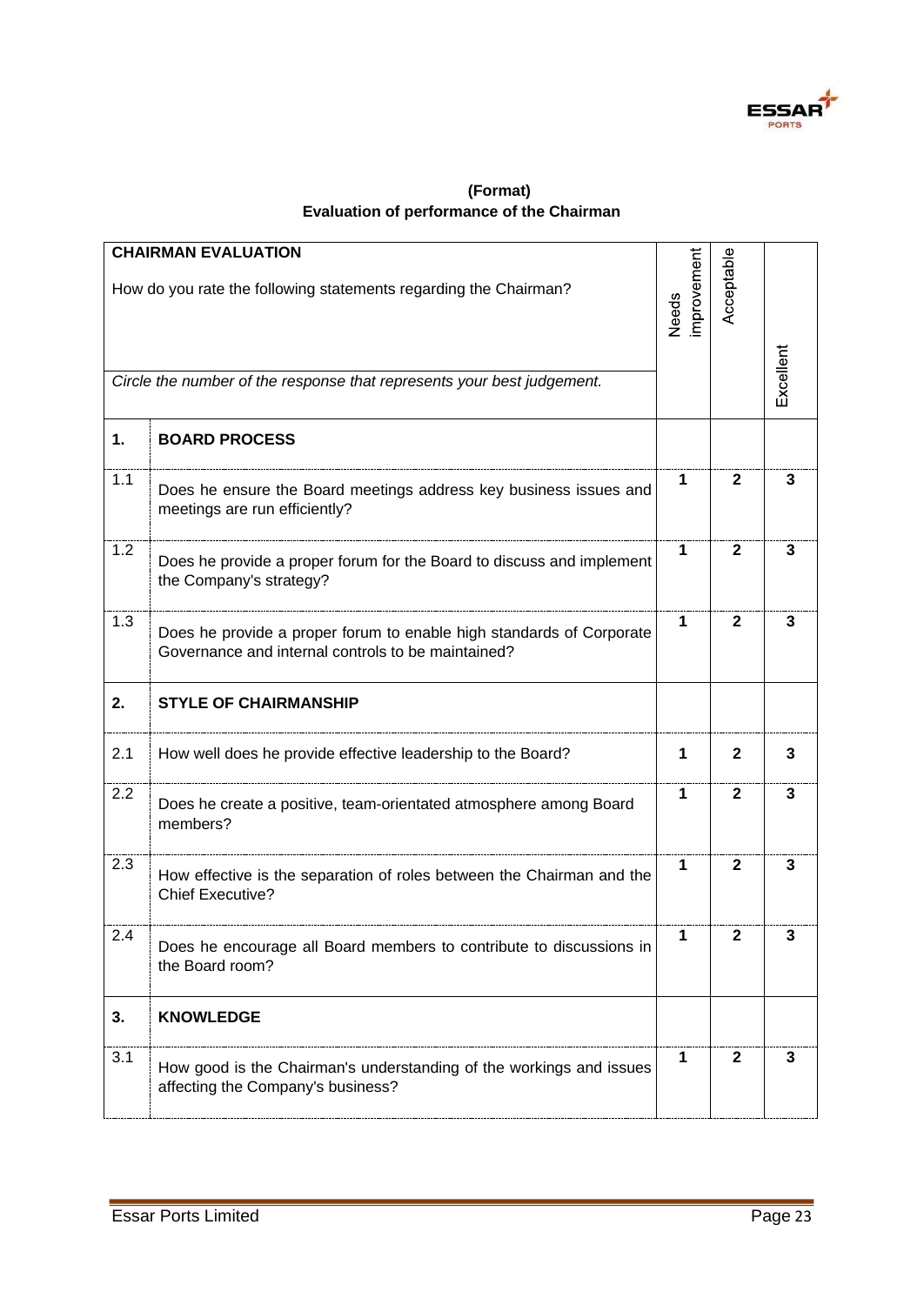**(Format)**
**Evaluation of performance of the Chairman**

| **CHAIRMAN EVALUATION**<br><br>How do you rate the following statements regarding the Chairman?<br><br>*Circle the number of the response that represents your best judgement.* | | Needs improvement | Acceptable | Excellent |
|---|---|---|---|---|
| **1.** | **BOARD PROCESS** | | | |
| 1.1 | Does he ensure the Board meetings address key business issues and meetings are run efficiently? | **1** | **2** | **3** |
| 1.2 | Does he provide a proper forum for the Board to discuss and implement the Company's strategy? | **1** | **2** | **3** |
| 1.3 | Does he provide a proper forum to enable high standards of Corporate Governance and internal controls to be maintained? | **1** | **2** | **3** |
| **2.** | **STYLE OF CHAIRMANSHIP** | | | |
| 2.1 | How well does he provide effective leadership to the Board? | **1** | **2** | **3** |
| 2.2 | Does he create a positive, team-orientated atmosphere among Board members? | **1** | **2** | **3** |
| 2.3 | How effective is the separation of roles between the Chairman and the Chief Executive? | **1** | **2** | **3** |
| 2.4 | Does he encourage all Board members to contribute to discussions in the Board room? | **1** | **2** | **3** |
| **3.** | **KNOWLEDGE** | | | |
| 3.1 | How good is the Chairman's understanding of the workings and issues affecting the Company's business? | **1** | **2** | **3** |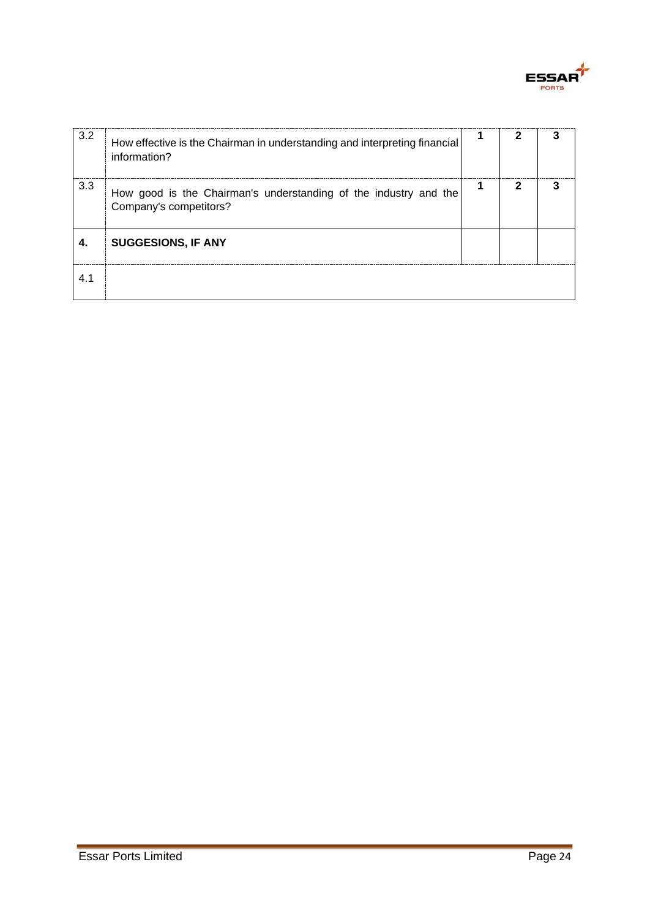| | | | | |
|---|---|---|---|---|
| 3.2 | How effective is the Chairman in understanding and interpreting financial information? | **1** | **2** | **3** |
| 3.3 | How good is the Chairman's understanding of the industry and the Company's competitors? | **1** | **2** | **3** |
| **4.** | **SUGGESIONS, IF ANY** | | | |
| 4.1 | | | | |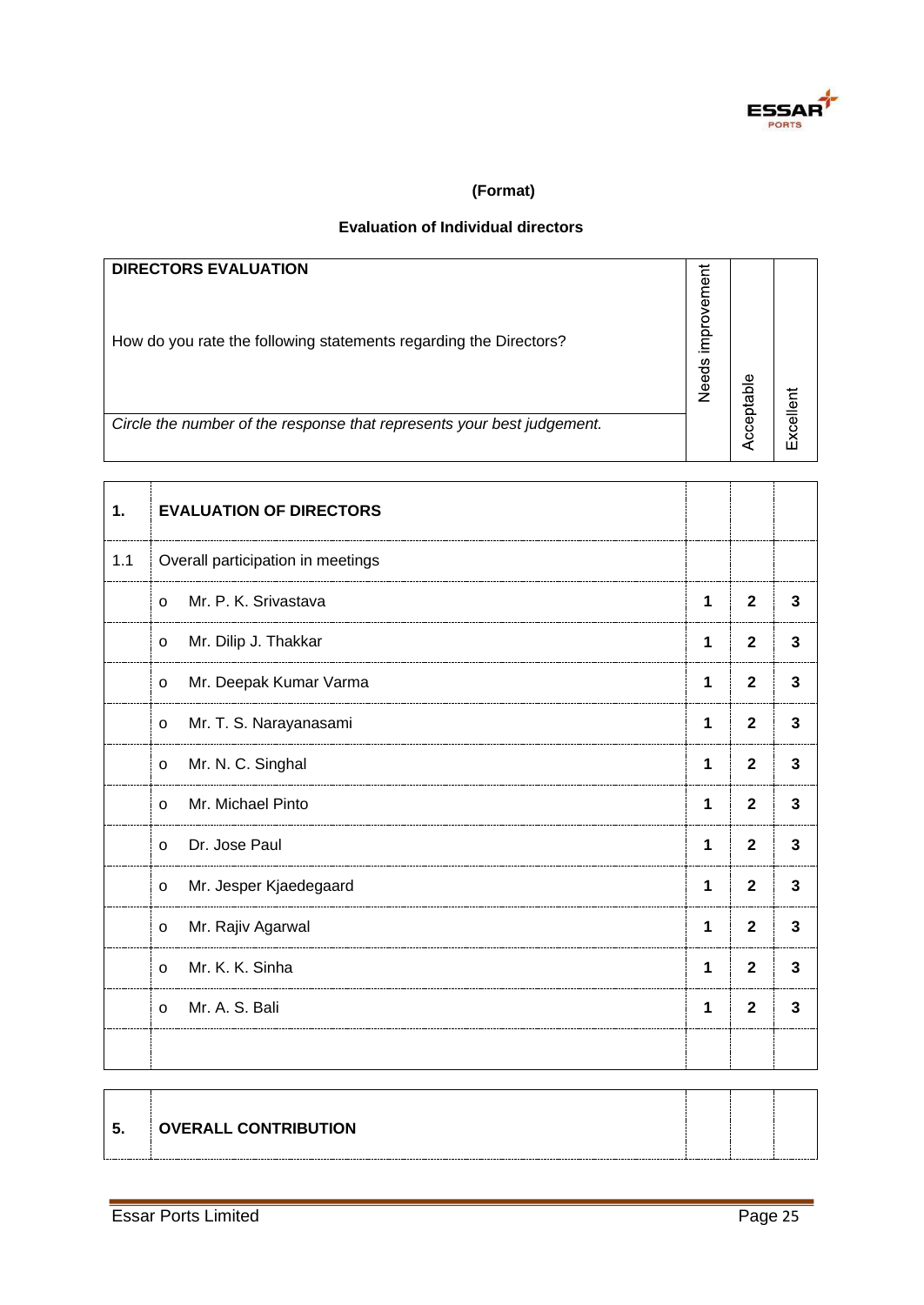**(Format)**

**Evaluation of Individual directors**

| **DIRECTORS EVALUATION**<br><br>How do you rate the following statements regarding the Directors?<br><br>*Circle the number of the response that represents your best judgement.* | Needs improvement | Acceptable | Excellent |
|---|---|---|---|

| | | | | |
|---|---|---|---|---|
| **1.** | **EVALUATION OF DIRECTORS** | | | |
| 1.1 | Overall participation in meetings | | | |
| | o Mr. P. K. Srivastava | **1** | **2** | **3** |
| | o Mr. Dilip J. Thakkar | **1** | **2** | **3** |
| | o Mr. Deepak Kumar Varma | **1** | **2** | **3** |
| | o Mr. T. S. Narayanasami | **1** | **2** | **3** |
| | o Mr. N. C. Singhal | **1** | **2** | **3** |
| | o Mr. Michael Pinto | **1** | **2** | **3** |
| | o Dr. Jose Paul | **1** | **2** | **3** |
| | o Mr. Jesper Kjaedegaard | **1** | **2** | **3** |
| | o Mr. Rajiv Agarwal | **1** | **2** | **3** |
| | o Mr. K. K. Sinha | **1** | **2** | **3** |
| | o Mr. A. S. Bali | **1** | **2** | **3** |
| | | | | |

| | | | | |
|---|---|---|---|---|
| **5.** | **OVERALL CONTRIBUTION** | | | |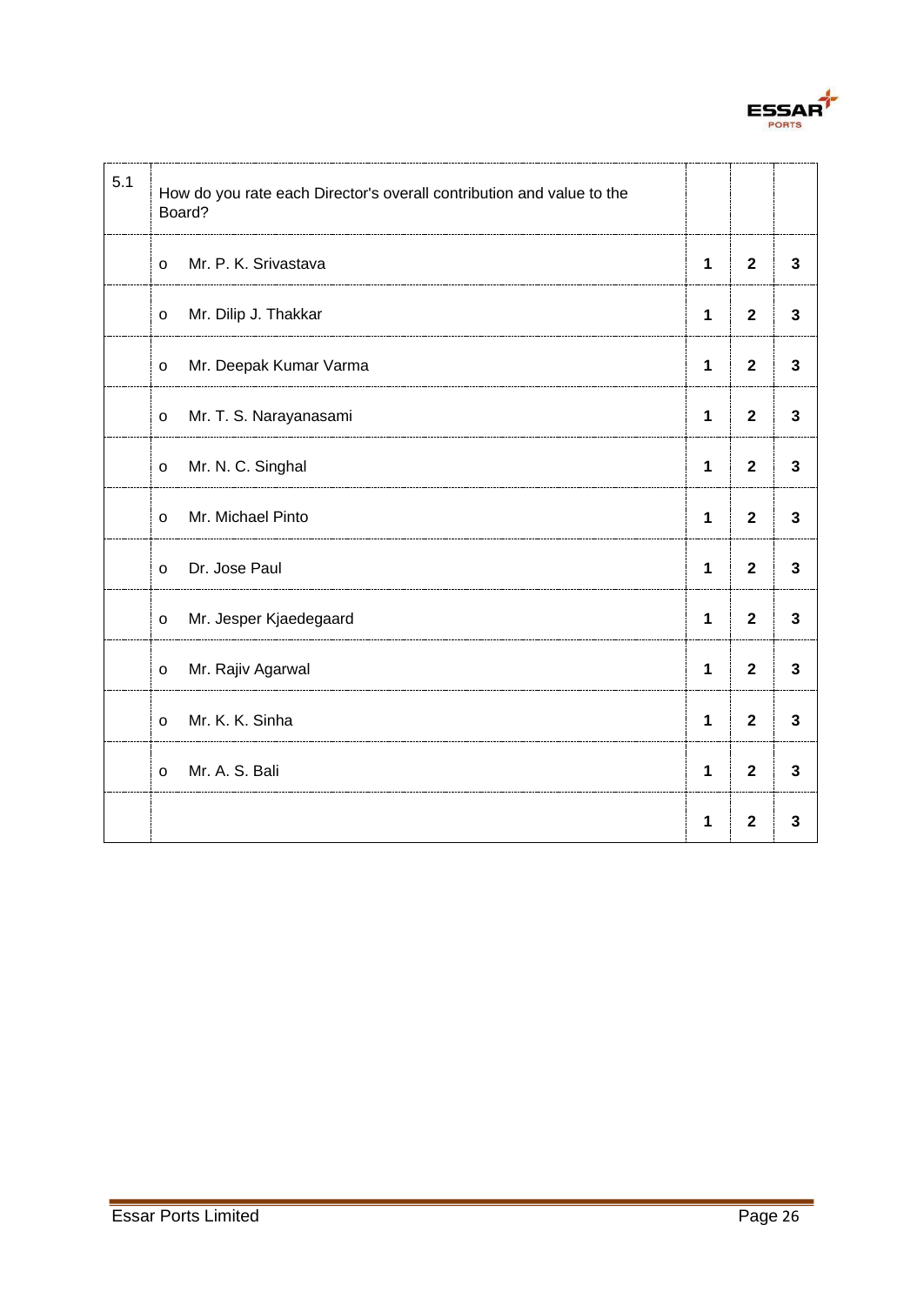| 5.1 | How do you rate each Director's overall contribution and value to the Board? | | | |
|---|---|---|---|---|
| | o Mr. P. K. Srivastava | **1** | **2** | **3** |
| | o Mr. Dilip J. Thakkar | **1** | **2** | **3** |
| | o Mr. Deepak Kumar Varma | **1** | **2** | **3** |
| | o Mr. T. S. Narayanasami | **1** | **2** | **3** |
| | o Mr. N. C. Singhal | **1** | **2** | **3** |
| | o Mr. Michael Pinto | **1** | **2** | **3** |
| | o Dr. Jose Paul | **1** | **2** | **3** |
| | o Mr. Jesper Kjaedegaard | **1** | **2** | **3** |
| | o Mr. Rajiv Agarwal | **1** | **2** | **3** |
| | o Mr. K. K. Sinha | **1** | **2** | **3** |
| | o Mr. A. S. Bali | **1** | **2** | **3** |
| | | **1** | **2** | **3** |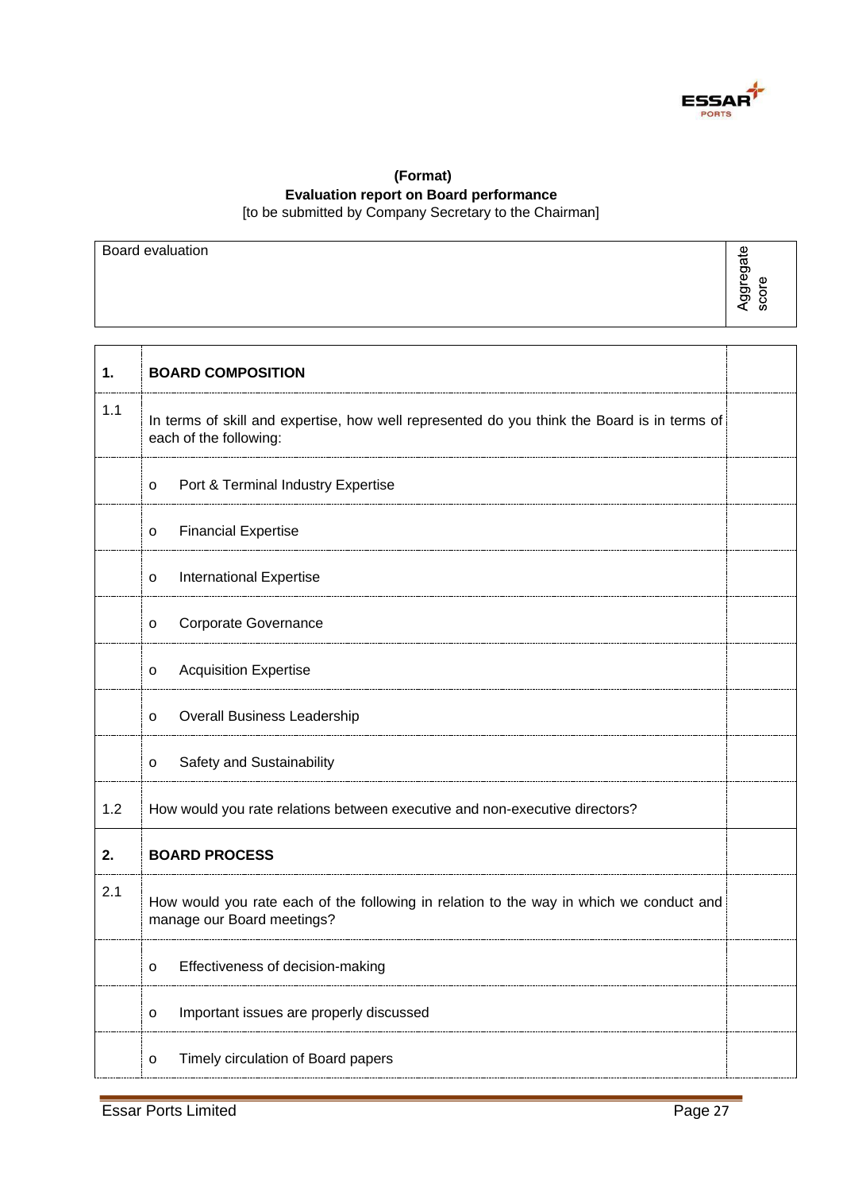**(Format)**
**Evaluation report on Board performance**
[to be submitted by Company Secretary to the Chairman]

| Board evaluation | Aggregate score |
|---|---|

| | | |
|---|---|---|
| **1.** | **BOARD COMPOSITION** | |
| 1.1 | In terms of skill and expertise, how well represented do you think the Board is in terms of each of the following: | |
| | o Port & Terminal Industry Expertise | |
| | o Financial Expertise | |
| | o International Expertise | |
| | o Corporate Governance | |
| | o Acquisition Expertise | |
| | o Overall Business Leadership | |
| | o Safety and Sustainability | |
| 1.2 | How would you rate relations between executive and non-executive directors? | |
| **2.** | **BOARD PROCESS** | |
| 2.1 | How would you rate each of the following in relation to the way in which we conduct and manage our Board meetings? | |
| | o Effectiveness of decision-making | |
| | o Important issues are properly discussed | |
| | o Timely circulation of Board papers | |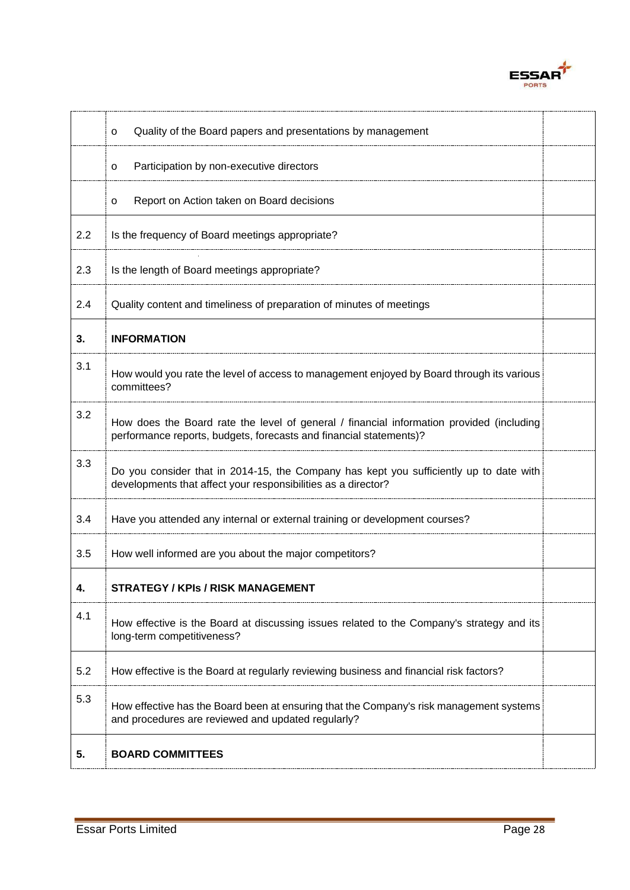| | | |
|---|---|---|
| | o Quality of the Board papers and presentations by management | |
| | o Participation by non-executive directors | |
| | o Report on Action taken on Board decisions | |
| 2.2 | Is the frequency of Board meetings appropriate? | |
| 2.3 | Is the length of Board meetings appropriate? | |
| 2.4 | Quality content and timeliness of preparation of minutes of meetings | |
| **3.** | **INFORMATION** | |
| 3.1 | How would you rate the level of access to management enjoyed by Board through its various committees? | |
| 3.2 | How does the Board rate the level of general / financial information provided (including performance reports, budgets, forecasts and financial statements)? | |
| 3.3 | Do you consider that in 2014-15, the Company has kept you sufficiently up to date with developments that affect your responsibilities as a director? | |
| 3.4 | Have you attended any internal or external training or development courses? | |
| 3.5 | How well informed are you about the major competitors? | |
| **4.** | **STRATEGY / KPIs / RISK MANAGEMENT** | |
| 4.1 | How effective is the Board at discussing issues related to the Company's strategy and its long-term competitiveness? | |
| 5.2 | How effective is the Board at regularly reviewing business and financial risk factors? | |
| 5.3 | How effective has the Board been at ensuring that the Company's risk management systems and procedures are reviewed and updated regularly? | |
| **5.** | **BOARD COMMITTEES** | |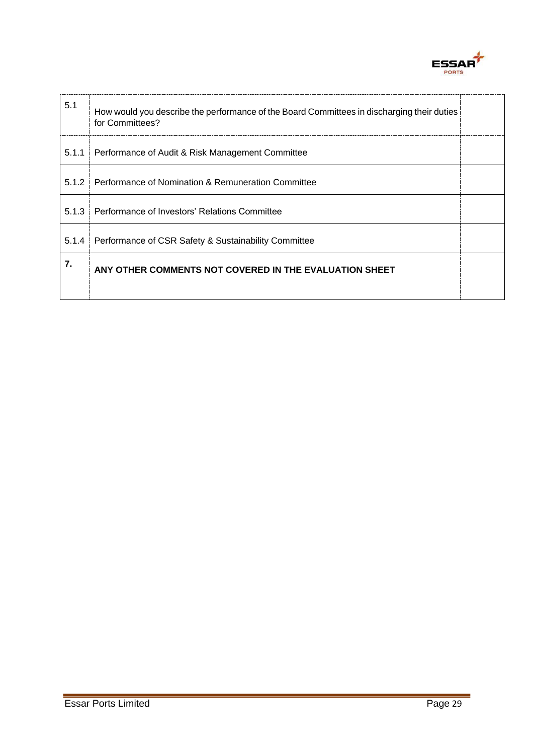| | | |
|---|---|---|
| 5.1 | How would you describe the performance of the Board Committees in discharging their duties for Committees? | |
| 5.1.1 | Performance of Audit & Risk Management Committee | |
| 5.1.2 | Performance of Nomination & Remuneration Committee | |
| 5.1.3 | Performance of Investors' Relations Committee | |
| 5.1.4 | Performance of CSR Safety & Sustainability Committee | |
| **7.** | **ANY OTHER COMMENTS NOT COVERED IN THE EVALUATION SHEET** | |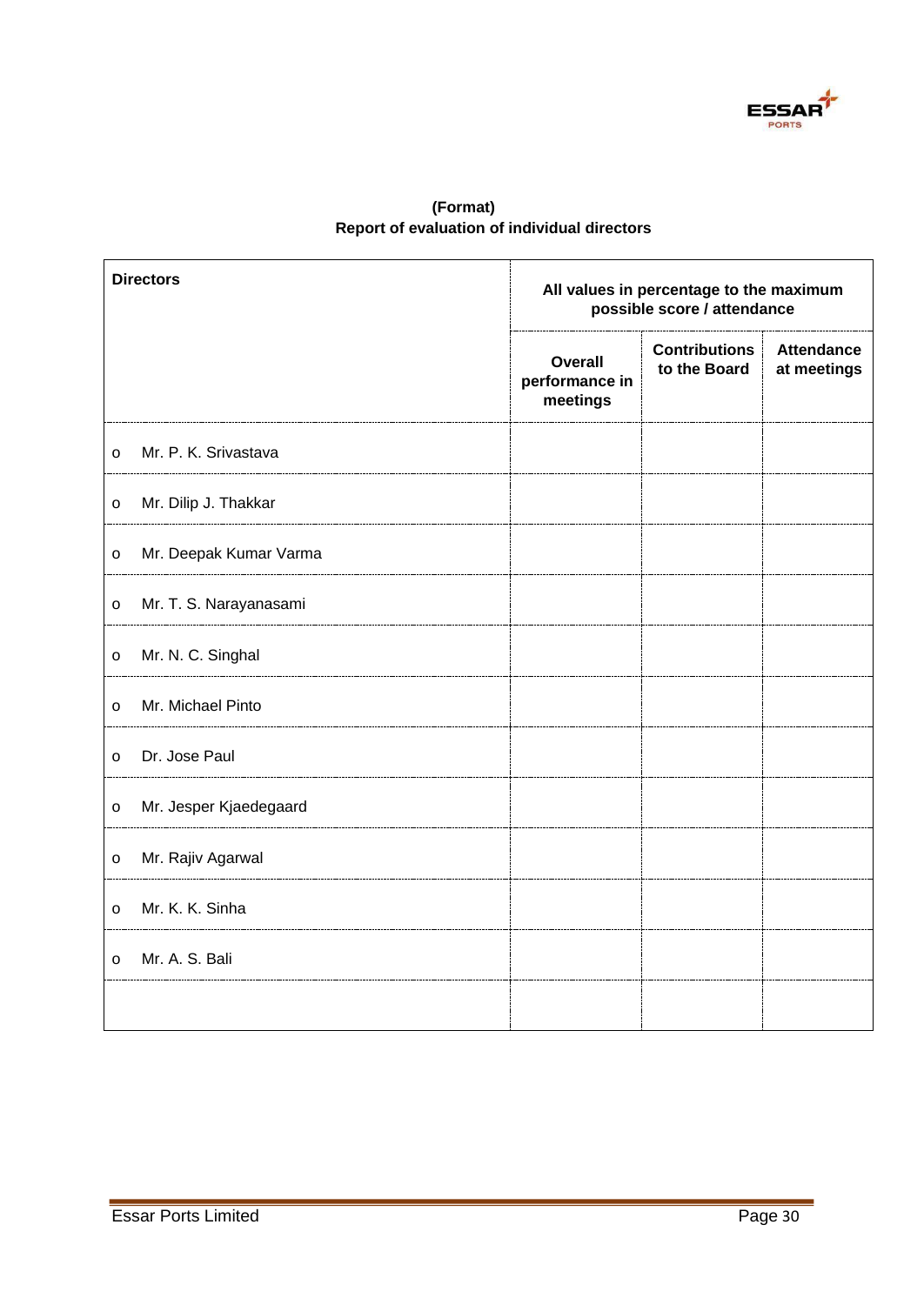**(Format)**
**Report of evaluation of individual directors**

| Directors | All values in percentage to the maximum possible score / attendance | | |
|---|---|---|---|
| | **Overall performance in meetings** | **Contributions to the Board** | **Attendance at meetings** |
| o Mr. P. K. Srivastava | | | |
| o Mr. Dilip J. Thakkar | | | |
| o Mr. Deepak Kumar Varma | | | |
| o Mr. T. S. Narayanasami | | | |
| o Mr. N. C. Singhal | | | |
| o Mr. Michael Pinto | | | |
| o Dr. Jose Paul | | | |
| o Mr. Jesper Kjaedegaard | | | |
| o Mr. Rajiv Agarwal | | | |
| o Mr. K. K. Sinha | | | |
| o Mr. A. S. Bali | | | |
| | | | |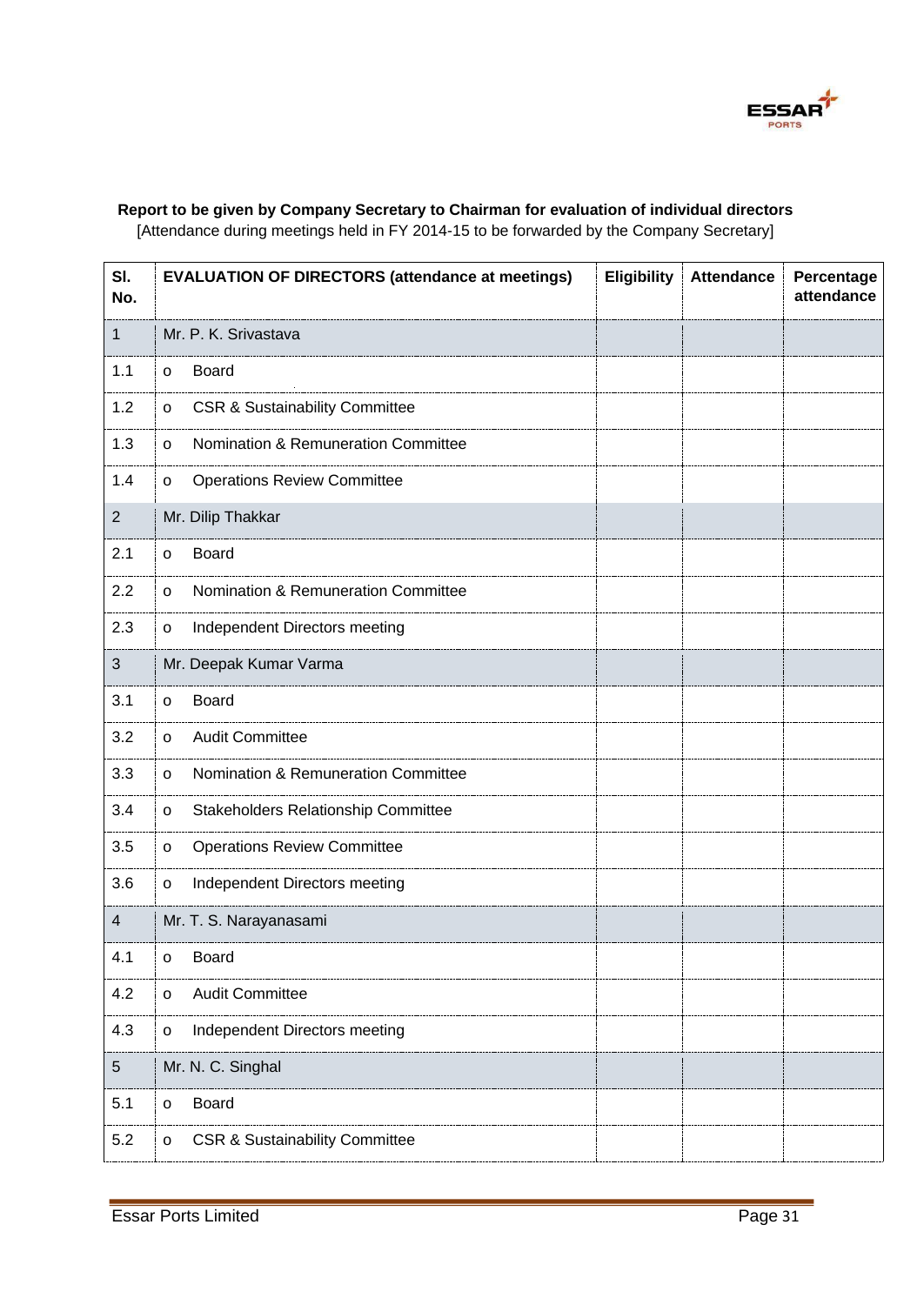**Report to be given by Company Secretary to Chairman for evaluation of individual directors**
[Attendance during meetings held in FY 2014-15 to be forwarded by the Company Secretary]

| Sl. No. | EVALUATION OF DIRECTORS (attendance at meetings) | Eligibility | Attendance | Percentage attendance |
|---|---|---|---|---|
| 1 | Mr. P. K. Srivastava | | | |
| 1.1 | o Board | | | |
| 1.2 | o CSR & Sustainability Committee | | | |
| 1.3 | o Nomination & Remuneration Committee | | | |
| 1.4 | o Operations Review Committee | | | |
| 2 | Mr. Dilip Thakkar | | | |
| 2.1 | o Board | | | |
| 2.2 | o Nomination & Remuneration Committee | | | |
| 2.3 | o Independent Directors meeting | | | |
| 3 | Mr. Deepak Kumar Varma | | | |
| 3.1 | o Board | | | |
| 3.2 | o Audit Committee | | | |
| 3.3 | o Nomination & Remuneration Committee | | | |
| 3.4 | o Stakeholders Relationship Committee | | | |
| 3.5 | o Operations Review Committee | | | |
| 3.6 | o Independent Directors meeting | | | |
| 4 | Mr. T. S. Narayanasami | | | |
| 4.1 | o Board | | | |
| 4.2 | o Audit Committee | | | |
| 4.3 | o Independent Directors meeting | | | |
| 5 | Mr. N. C. Singhal | | | |
| 5.1 | o Board | | | |
| 5.2 | o CSR & Sustainability Committee | | | |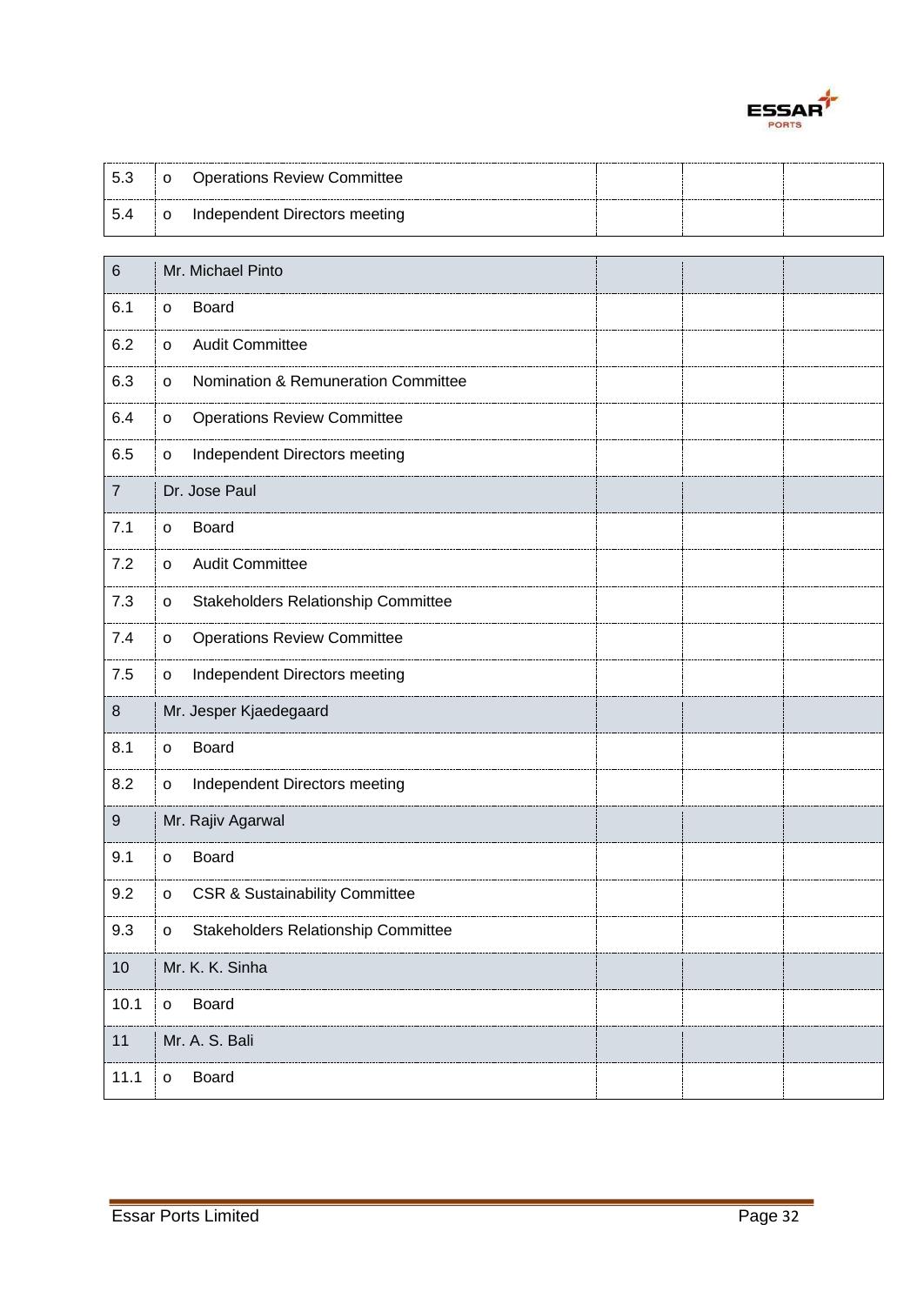| | | | | |
|---|---|---|---|---|
| 5.3 | o Operations Review Committee | | | |
| 5.4 | o Independent Directors meeting | | | |

| | | | | |
|---|---|---|---|---|
| 6 | Mr. Michael Pinto | | | |
| 6.1 | o Board | | | |
| 6.2 | o Audit Committee | | | |
| 6.3 | o Nomination & Remuneration Committee | | | |
| 6.4 | o Operations Review Committee | | | |
| 6.5 | o Independent Directors meeting | | | |
| 7 | Dr. Jose Paul | | | |
| 7.1 | o Board | | | |
| 7.2 | o Audit Committee | | | |
| 7.3 | o Stakeholders Relationship Committee | | | |
| 7.4 | o Operations Review Committee | | | |
| 7.5 | o Independent Directors meeting | | | |
| 8 | Mr. Jesper Kjaedegaard | | | |
| 8.1 | o Board | | | |
| 8.2 | o Independent Directors meeting | | | |
| 9 | Mr. Rajiv Agarwal | | | |
| 9.1 | o Board | | | |
| 9.2 | o CSR & Sustainability Committee | | | |
| 9.3 | o Stakeholders Relationship Committee | | | |
| 10 | Mr. K. K. Sinha | | | |
| 10.1 | o Board | | | |
| 11 | Mr. A. S. Bali | | | |
| 11.1 | o Board | | | |